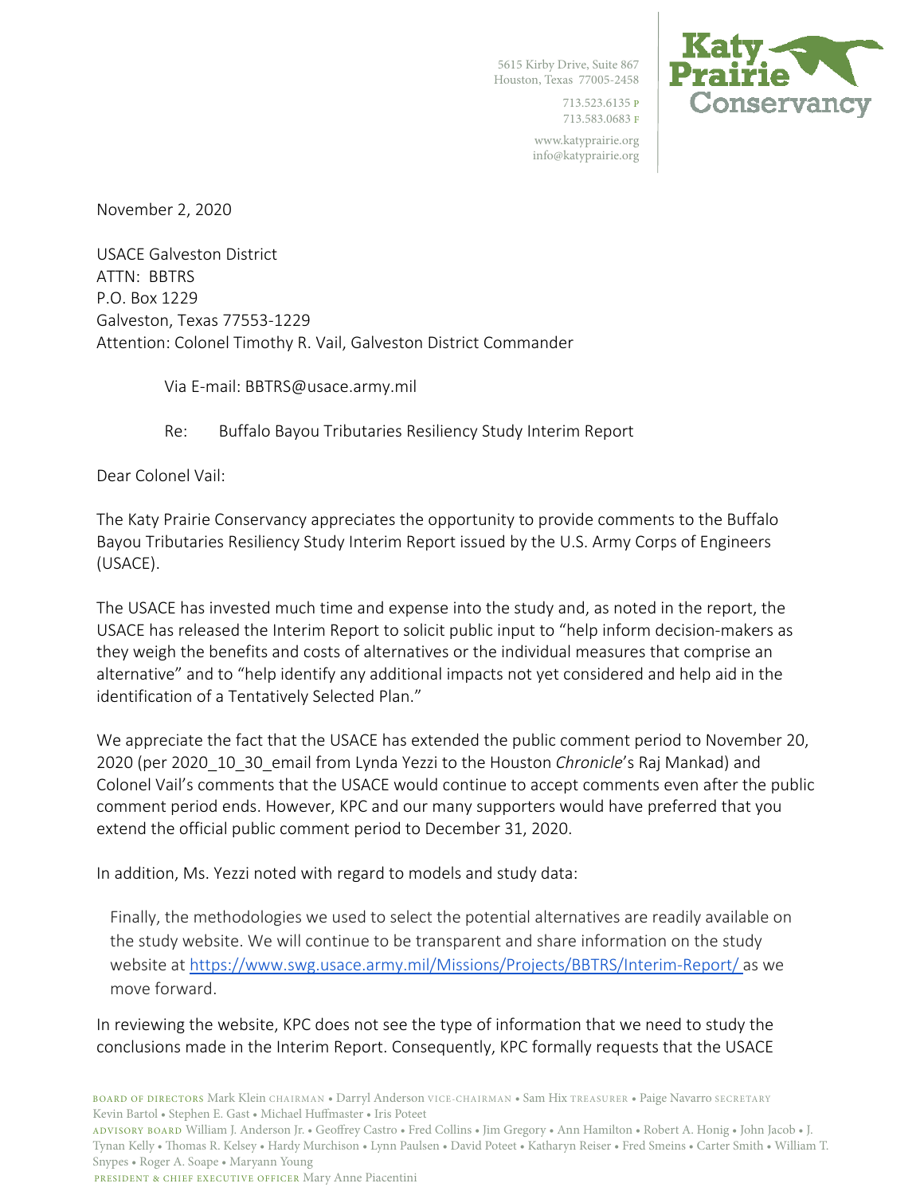5615 Kirby Drive, Suite 867
Houston, Texas 77005-2458

713.523.6135 P
713.583.0683 F

www.katyprairie.org
info@katyprairie.org

Katy Prairie Conservancy

November 2, 2020

USACE Galveston District
ATTN: BBTRS
P.O. Box 1229
Galveston, Texas 77553-1229
Attention: Colonel Timothy R. Vail, Galveston District Commander

Via E-mail: BBTRS@usace.army.mil

Re: Buffalo Bayou Tributaries Resiliency Study Interim Report

Dear Colonel Vail:

The Katy Prairie Conservancy appreciates the opportunity to provide comments to the Buffalo Bayou Tributaries Resiliency Study Interim Report issued by the U.S. Army Corps of Engineers (USACE).

The USACE has invested much time and expense into the study and, as noted in the report, the USACE has released the Interim Report to solicit public input to "help inform decision-makers as they weigh the benefits and costs of alternatives or the individual measures that comprise an alternative" and to "help identify any additional impacts not yet considered and help aid in the identification of a Tentatively Selected Plan."

We appreciate the fact that the USACE has extended the public comment period to November 20, 2020 (per 2020_10_30_email from Lynda Yezzi to the Houston *Chronicle*'s Raj Mankad) and Colonel Vail's comments that the USACE would continue to accept comments even after the public comment period ends. However, KPC and our many supporters would have preferred that you extend the official public comment period to December 31, 2020.

In addition, Ms. Yezzi noted with regard to models and study data:

> Finally, the methodologies we used to select the potential alternatives are readily available on the study website. We will continue to be transparent and share information on the study website at https://www.swg.usace.army.mil/Missions/Projects/BBTRS/Interim-Report/ as we move forward.

In reviewing the website, KPC does not see the type of information that we need to study the conclusions made in the Interim Report. Consequently, KPC formally requests that the USACE

BOARD OF DIRECTORS Mark Klein CHAIRMAN • Darryl Anderson VICE-CHAIRMAN • Sam Hix TREASURER • Paige Navarro SECRETARY
Kevin Bartol • Stephen E. Gast • Michael Huffmaster • Iris Poteet
ADVISORY BOARD William J. Anderson Jr. • Geoffrey Castro • Fred Collins • Jim Gregory • Ann Hamilton • Robert A. Honig • John Jacob • J. Tynan Kelly • Thomas R. Kelsey • Hardy Murchison • Lynn Paulsen • David Poteet • Katharyn Reiser • Fred Smeins • Carter Smith • William T. Snypes • Roger A. Soape • Maryann Young
PRESIDENT & CHIEF EXECUTIVE OFFICER Mary Anne Piacentini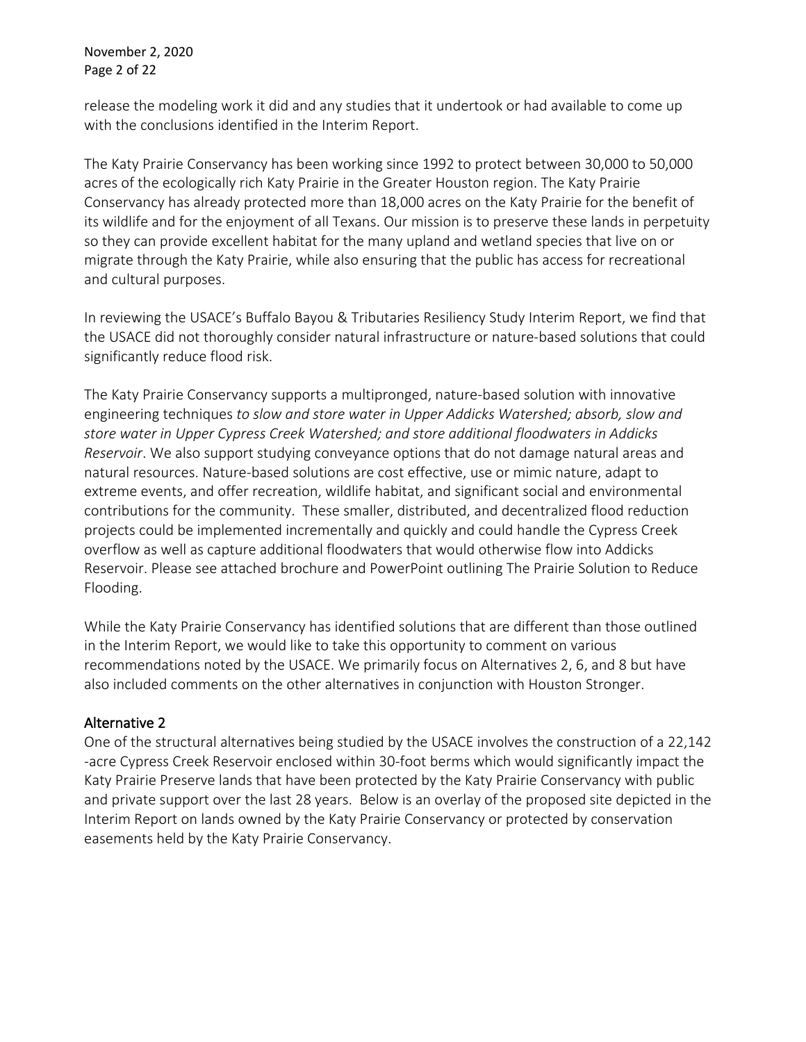release the modeling work it did and any studies that it undertook or had available to come up with the conclusions identified in the Interim Report.

The Katy Prairie Conservancy has been working since 1992 to protect between 30,000 to 50,000 acres of the ecologically rich Katy Prairie in the Greater Houston region. The Katy Prairie Conservancy has already protected more than 18,000 acres on the Katy Prairie for the benefit of its wildlife and for the enjoyment of all Texans. Our mission is to preserve these lands in perpetuity so they can provide excellent habitat for the many upland and wetland species that live on or migrate through the Katy Prairie, while also ensuring that the public has access for recreational and cultural purposes.

In reviewing the USACE's Buffalo Bayou & Tributaries Resiliency Study Interim Report, we find that the USACE did not thoroughly consider natural infrastructure or nature-based solutions that could significantly reduce flood risk.

The Katy Prairie Conservancy supports a multipronged, nature-based solution with innovative engineering techniques *to slow and store water in Upper Addicks Watershed; absorb, slow and store water in Upper Cypress Creek Watershed; and store additional floodwaters in Addicks Reservoir*. We also support studying conveyance options that do not damage natural areas and natural resources. Nature-based solutions are cost effective, use or mimic nature, adapt to extreme events, and offer recreation, wildlife habitat, and significant social and environmental contributions for the community. These smaller, distributed, and decentralized flood reduction projects could be implemented incrementally and quickly and could handle the Cypress Creek overflow as well as capture additional floodwaters that would otherwise flow into Addicks Reservoir. Please see attached brochure and PowerPoint outlining The Prairie Solution to Reduce Flooding.

While the Katy Prairie Conservancy has identified solutions that are different than those outlined in the Interim Report, we would like to take this opportunity to comment on various recommendations noted by the USACE. We primarily focus on Alternatives 2, 6, and 8 but have also included comments on the other alternatives in conjunction with Houston Stronger.

## Alternative 2

One of the structural alternatives being studied by the USACE involves the construction of a 22,142 -acre Cypress Creek Reservoir enclosed within 30-foot berms which would significantly impact the Katy Prairie Preserve lands that have been protected by the Katy Prairie Conservancy with public and private support over the last 28 years. Below is an overlay of the proposed site depicted in the Interim Report on lands owned by the Katy Prairie Conservancy or protected by conservation easements held by the Katy Prairie Conservancy.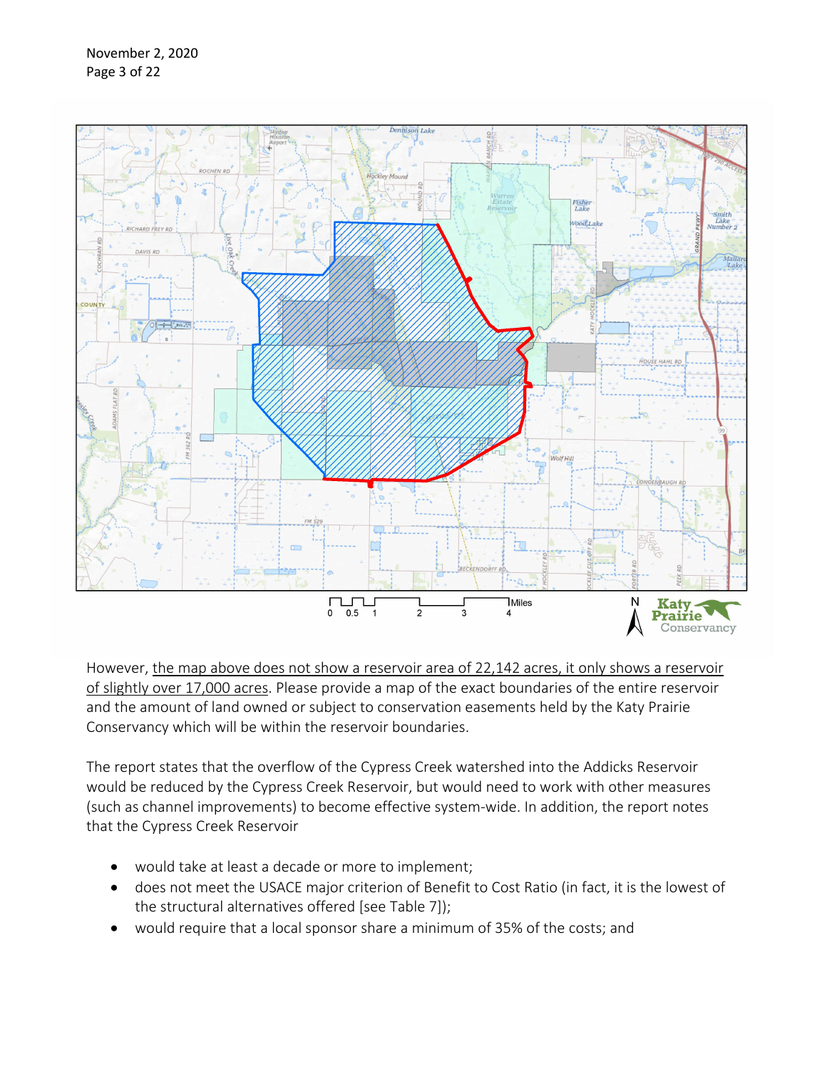However, <u>the map above does not show a reservoir area of 22,142 acres, it only shows a reservoir of slightly over 17,000 acres</u>. Please provide a map of the exact boundaries of the entire reservoir and the amount of land owned or subject to conservation easements held by the Katy Prairie Conservancy which will be within the reservoir boundaries.

The report states that the overflow of the Cypress Creek watershed into the Addicks Reservoir would be reduced by the Cypress Creek Reservoir, but would need to work with other measures (such as channel improvements) to become effective system-wide. In addition, the report notes that the Cypress Creek Reservoir

- would take at least a decade or more to implement;
- does not meet the USACE major criterion of Benefit to Cost Ratio (in fact, it is the lowest of the structural alternatives offered [see Table 7]);
- would require that a local sponsor share a minimum of 35% of the costs; and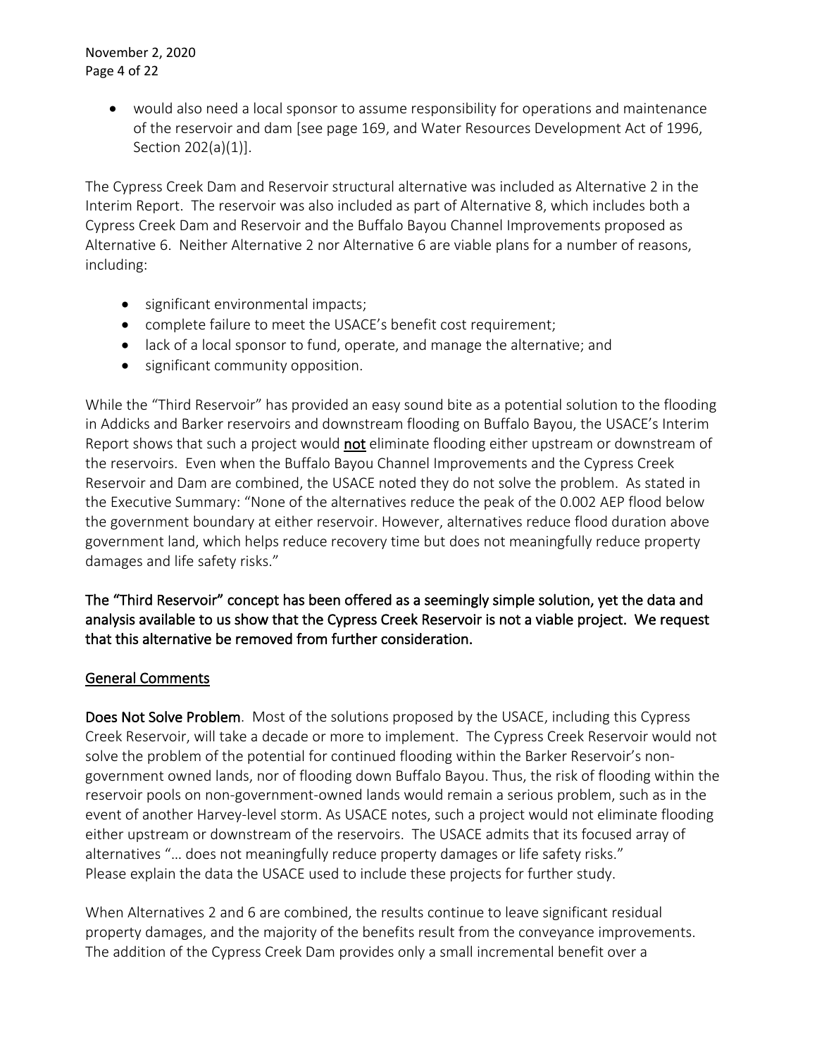- would also need a local sponsor to assume responsibility for operations and maintenance of the reservoir and dam [see page 169, and Water Resources Development Act of 1996, Section 202(a)(1)].

The Cypress Creek Dam and Reservoir structural alternative was included as Alternative 2 in the Interim Report. The reservoir was also included as part of Alternative 8, which includes both a Cypress Creek Dam and Reservoir and the Buffalo Bayou Channel Improvements proposed as Alternative 6. Neither Alternative 2 nor Alternative 6 are viable plans for a number of reasons, including:

- significant environmental impacts;
- complete failure to meet the USACE's benefit cost requirement;
- lack of a local sponsor to fund, operate, and manage the alternative; and
- significant community opposition.

While the "Third Reservoir" has provided an easy sound bite as a potential solution to the flooding in Addicks and Barker reservoirs and downstream flooding on Buffalo Bayou, the USACE's Interim Report shows that such a project would **not** eliminate flooding either upstream or downstream of the reservoirs. Even when the Buffalo Bayou Channel Improvements and the Cypress Creek Reservoir and Dam are combined, the USACE noted they do not solve the problem. As stated in the Executive Summary: "None of the alternatives reduce the peak of the 0.002 AEP flood below the government boundary at either reservoir. However, alternatives reduce flood duration above government land, which helps reduce recovery time but does not meaningfully reduce property damages and life safety risks."

**The "Third Reservoir" concept has been offered as a seemingly simple solution, yet the data and analysis available to us show that the Cypress Creek Reservoir is not a viable project. We request that this alternative be removed from further consideration.**

## General Comments

**Does Not Solve Problem**. Most of the solutions proposed by the USACE, including this Cypress Creek Reservoir, will take a decade or more to implement. The Cypress Creek Reservoir would not solve the problem of the potential for continued flooding within the Barker Reservoir's non-government owned lands, nor of flooding down Buffalo Bayou. Thus, the risk of flooding within the reservoir pools on non-government-owned lands would remain a serious problem, such as in the event of another Harvey-level storm. As USACE notes, such a project would not eliminate flooding either upstream or downstream of the reservoirs. The USACE admits that its focused array of alternatives "… does not meaningfully reduce property damages or life safety risks." Please explain the data the USACE used to include these projects for further study.

When Alternatives 2 and 6 are combined, the results continue to leave significant residual property damages, and the majority of the benefits result from the conveyance improvements. The addition of the Cypress Creek Dam provides only a small incremental benefit over a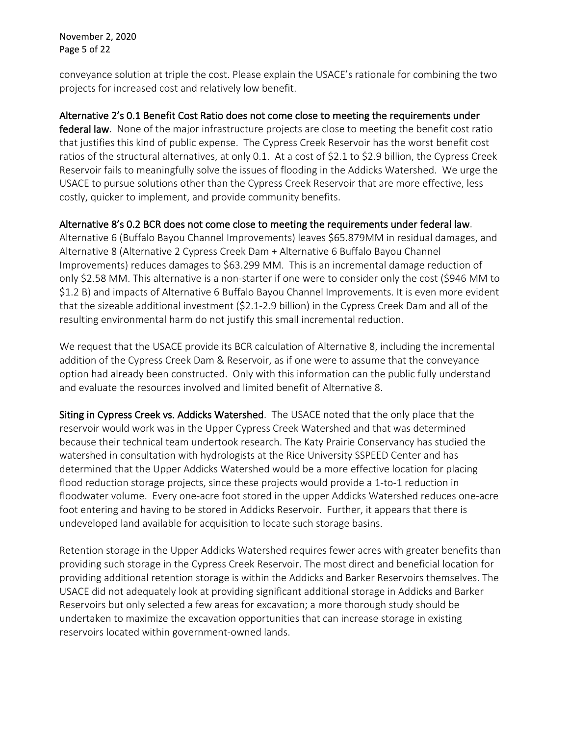conveyance solution at triple the cost. Please explain the USACE's rationale for combining the two projects for increased cost and relatively low benefit.

**Alternative 2's 0.1 Benefit Cost Ratio does not come close to meeting the requirements under federal law**. None of the major infrastructure projects are close to meeting the benefit cost ratio that justifies this kind of public expense. The Cypress Creek Reservoir has the worst benefit cost ratios of the structural alternatives, at only 0.1. At a cost of $2.1 to $2.9 billion, the Cypress Creek Reservoir fails to meaningfully solve the issues of flooding in the Addicks Watershed. We urge the USACE to pursue solutions other than the Cypress Creek Reservoir that are more effective, less costly, quicker to implement, and provide community benefits.

**Alternative 8's 0.2 BCR does not come close to meeting the requirements under federal law**. Alternative 6 (Buffalo Bayou Channel Improvements) leaves $65.879MM in residual damages, and Alternative 8 (Alternative 2 Cypress Creek Dam + Alternative 6 Buffalo Bayou Channel Improvements) reduces damages to $63.299 MM. This is an incremental damage reduction of only $2.58 MM. This alternative is a non-starter if one were to consider only the cost ($946 MM to $1.2 B) and impacts of Alternative 6 Buffalo Bayou Channel Improvements. It is even more evident that the sizeable additional investment ($2.1-2.9 billion) in the Cypress Creek Dam and all of the resulting environmental harm do not justify this small incremental reduction.

We request that the USACE provide its BCR calculation of Alternative 8, including the incremental addition of the Cypress Creek Dam & Reservoir, as if one were to assume that the conveyance option had already been constructed. Only with this information can the public fully understand and evaluate the resources involved and limited benefit of Alternative 8.

**Siting in Cypress Creek vs. Addicks Watershed**. The USACE noted that the only place that the reservoir would work was in the Upper Cypress Creek Watershed and that was determined because their technical team undertook research. The Katy Prairie Conservancy has studied the watershed in consultation with hydrologists at the Rice University SSPEED Center and has determined that the Upper Addicks Watershed would be a more effective location for placing flood reduction storage projects, since these projects would provide a 1-to-1 reduction in floodwater volume. Every one-acre foot stored in the upper Addicks Watershed reduces one-acre foot entering and having to be stored in Addicks Reservoir. Further, it appears that there is undeveloped land available for acquisition to locate such storage basins.

Retention storage in the Upper Addicks Watershed requires fewer acres with greater benefits than providing such storage in the Cypress Creek Reservoir. The most direct and beneficial location for providing additional retention storage is within the Addicks and Barker Reservoirs themselves. The USACE did not adequately look at providing significant additional storage in Addicks and Barker Reservoirs but only selected a few areas for excavation; a more thorough study should be undertaken to maximize the excavation opportunities that can increase storage in existing reservoirs located within government-owned lands.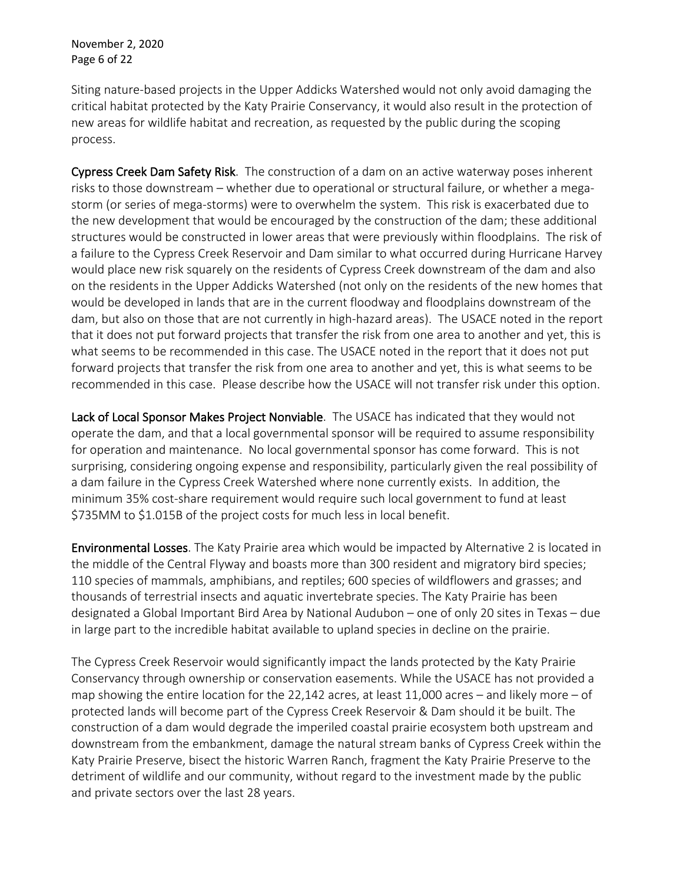Siting nature-based projects in the Upper Addicks Watershed would not only avoid damaging the critical habitat protected by the Katy Prairie Conservancy, it would also result in the protection of new areas for wildlife habitat and recreation, as requested by the public during the scoping process.

**Cypress Creek Dam Safety Risk**. The construction of a dam on an active waterway poses inherent risks to those downstream – whether due to operational or structural failure, or whether a mega-storm (or series of mega-storms) were to overwhelm the system. This risk is exacerbated due to the new development that would be encouraged by the construction of the dam; these additional structures would be constructed in lower areas that were previously within floodplains. The risk of a failure to the Cypress Creek Reservoir and Dam similar to what occurred during Hurricane Harvey would place new risk squarely on the residents of Cypress Creek downstream of the dam and also on the residents in the Upper Addicks Watershed (not only on the residents of the new homes that would be developed in lands that are in the current floodway and floodplains downstream of the dam, but also on those that are not currently in high-hazard areas). The USACE noted in the report that it does not put forward projects that transfer the risk from one area to another and yet, this is what seems to be recommended in this case. The USACE noted in the report that it does not put forward projects that transfer the risk from one area to another and yet, this is what seems to be recommended in this case. Please describe how the USACE will not transfer risk under this option.

**Lack of Local Sponsor Makes Project Nonviable**. The USACE has indicated that they would not operate the dam, and that a local governmental sponsor will be required to assume responsibility for operation and maintenance. No local governmental sponsor has come forward. This is not surprising, considering ongoing expense and responsibility, particularly given the real possibility of a dam failure in the Cypress Creek Watershed where none currently exists. In addition, the minimum 35% cost-share requirement would require such local government to fund at least $735MM to $1.015B of the project costs for much less in local benefit.

**Environmental Losses**. The Katy Prairie area which would be impacted by Alternative 2 is located in the middle of the Central Flyway and boasts more than 300 resident and migratory bird species; 110 species of mammals, amphibians, and reptiles; 600 species of wildflowers and grasses; and thousands of terrestrial insects and aquatic invertebrate species. The Katy Prairie has been designated a Global Important Bird Area by National Audubon – one of only 20 sites in Texas – due in large part to the incredible habitat available to upland species in decline on the prairie.

The Cypress Creek Reservoir would significantly impact the lands protected by the Katy Prairie Conservancy through ownership or conservation easements. While the USACE has not provided a map showing the entire location for the 22,142 acres, at least 11,000 acres – and likely more – of protected lands will become part of the Cypress Creek Reservoir & Dam should it be built. The construction of a dam would degrade the imperiled coastal prairie ecosystem both upstream and downstream from the embankment, damage the natural stream banks of Cypress Creek within the Katy Prairie Preserve, bisect the historic Warren Ranch, fragment the Katy Prairie Preserve to the detriment of wildlife and our community, without regard to the investment made by the public and private sectors over the last 28 years.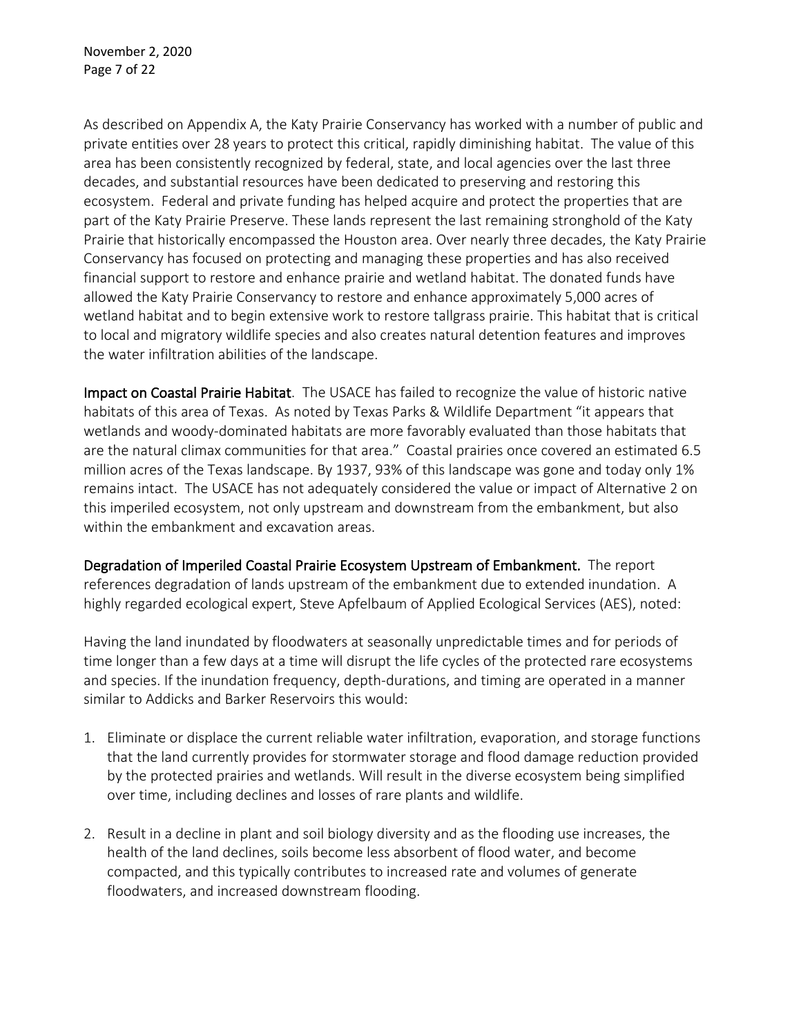As described on Appendix A, the Katy Prairie Conservancy has worked with a number of public and private entities over 28 years to protect this critical, rapidly diminishing habitat. The value of this area has been consistently recognized by federal, state, and local agencies over the last three decades, and substantial resources have been dedicated to preserving and restoring this ecosystem. Federal and private funding has helped acquire and protect the properties that are part of the Katy Prairie Preserve. These lands represent the last remaining stronghold of the Katy Prairie that historically encompassed the Houston area. Over nearly three decades, the Katy Prairie Conservancy has focused on protecting and managing these properties and has also received financial support to restore and enhance prairie and wetland habitat. The donated funds have allowed the Katy Prairie Conservancy to restore and enhance approximately 5,000 acres of wetland habitat and to begin extensive work to restore tallgrass prairie. This habitat that is critical to local and migratory wildlife species and also creates natural detention features and improves the water infiltration abilities of the landscape.

**Impact on Coastal Prairie Habitat**. The USACE has failed to recognize the value of historic native habitats of this area of Texas. As noted by Texas Parks & Wildlife Department "it appears that wetlands and woody-dominated habitats are more favorably evaluated than those habitats that are the natural climax communities for that area." Coastal prairies once covered an estimated 6.5 million acres of the Texas landscape. By 1937, 93% of this landscape was gone and today only 1% remains intact. The USACE has not adequately considered the value or impact of Alternative 2 on this imperiled ecosystem, not only upstream and downstream from the embankment, but also within the embankment and excavation areas.

**Degradation of Imperiled Coastal Prairie Ecosystem Upstream of Embankment.** The report references degradation of lands upstream of the embankment due to extended inundation. A highly regarded ecological expert, Steve Apfelbaum of Applied Ecological Services (AES), noted:

Having the land inundated by floodwaters at seasonally unpredictable times and for periods of time longer than a few days at a time will disrupt the life cycles of the protected rare ecosystems and species. If the inundation frequency, depth-durations, and timing are operated in a manner similar to Addicks and Barker Reservoirs this would:

1. Eliminate or displace the current reliable water infiltration, evaporation, and storage functions that the land currently provides for stormwater storage and flood damage reduction provided by the protected prairies and wetlands. Will result in the diverse ecosystem being simplified over time, including declines and losses of rare plants and wildlife.
2. Result in a decline in plant and soil biology diversity and as the flooding use increases, the health of the land declines, soils become less absorbent of flood water, and become compacted, and this typically contributes to increased rate and volumes of generate floodwaters, and increased downstream flooding.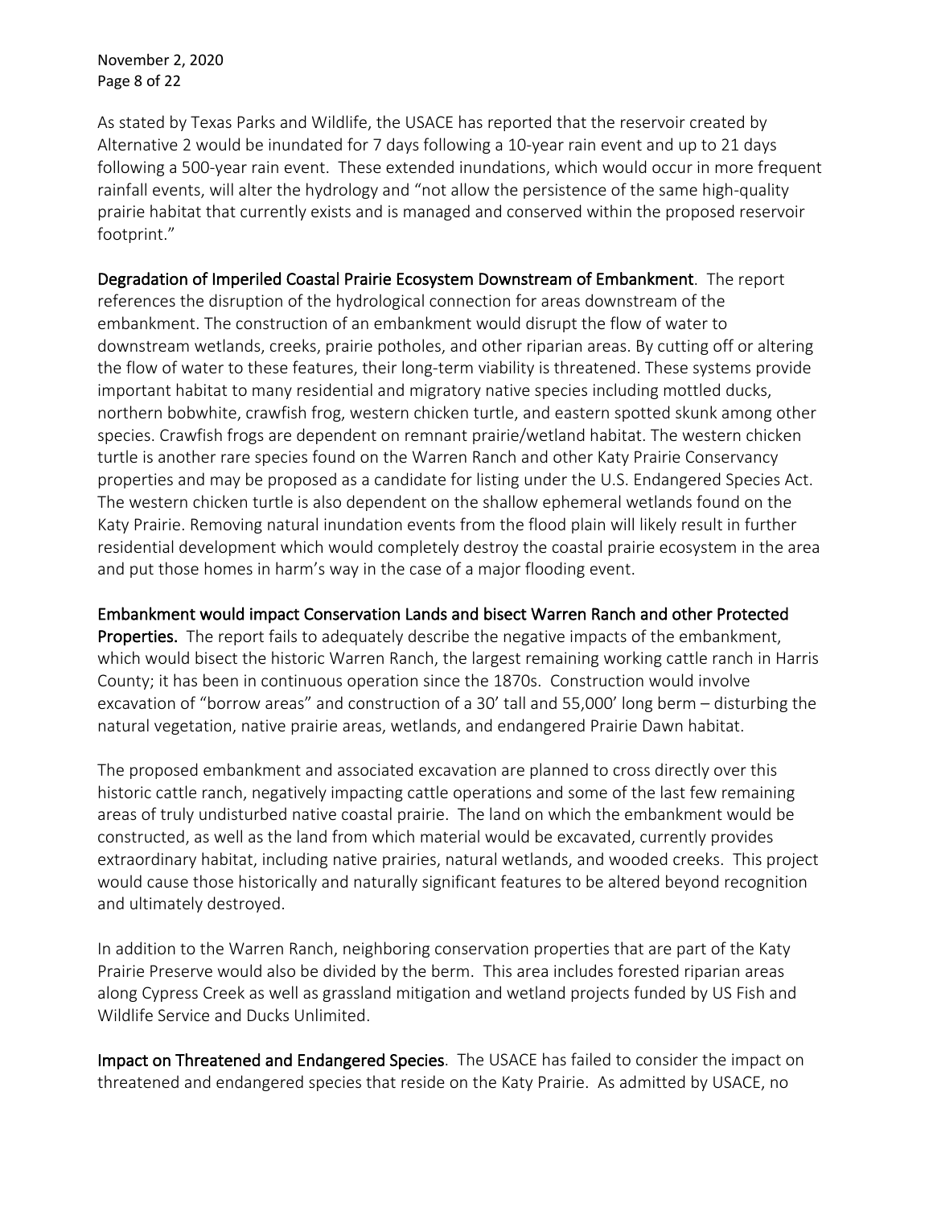As stated by Texas Parks and Wildlife, the USACE has reported that the reservoir created by Alternative 2 would be inundated for 7 days following a 10-year rain event and up to 21 days following a 500-year rain event. These extended inundations, which would occur in more frequent rainfall events, will alter the hydrology and "not allow the persistence of the same high-quality prairie habitat that currently exists and is managed and conserved within the proposed reservoir footprint."

**Degradation of Imperiled Coastal Prairie Ecosystem Downstream of Embankment**. The report references the disruption of the hydrological connection for areas downstream of the embankment. The construction of an embankment would disrupt the flow of water to downstream wetlands, creeks, prairie potholes, and other riparian areas. By cutting off or altering the flow of water to these features, their long-term viability is threatened. These systems provide important habitat to many residential and migratory native species including mottled ducks, northern bobwhite, crawfish frog, western chicken turtle, and eastern spotted skunk among other species. Crawfish frogs are dependent on remnant prairie/wetland habitat. The western chicken turtle is another rare species found on the Warren Ranch and other Katy Prairie Conservancy properties and may be proposed as a candidate for listing under the U.S. Endangered Species Act. The western chicken turtle is also dependent on the shallow ephemeral wetlands found on the Katy Prairie. Removing natural inundation events from the flood plain will likely result in further residential development which would completely destroy the coastal prairie ecosystem in the area and put those homes in harm's way in the case of a major flooding event.

**Embankment would impact Conservation Lands and bisect Warren Ranch and other Protected Properties.** The report fails to adequately describe the negative impacts of the embankment, which would bisect the historic Warren Ranch, the largest remaining working cattle ranch in Harris County; it has been in continuous operation since the 1870s. Construction would involve excavation of "borrow areas" and construction of a 30' tall and 55,000' long berm – disturbing the natural vegetation, native prairie areas, wetlands, and endangered Prairie Dawn habitat.

The proposed embankment and associated excavation are planned to cross directly over this historic cattle ranch, negatively impacting cattle operations and some of the last few remaining areas of truly undisturbed native coastal prairie. The land on which the embankment would be constructed, as well as the land from which material would be excavated, currently provides extraordinary habitat, including native prairies, natural wetlands, and wooded creeks. This project would cause those historically and naturally significant features to be altered beyond recognition and ultimately destroyed.

In addition to the Warren Ranch, neighboring conservation properties that are part of the Katy Prairie Preserve would also be divided by the berm. This area includes forested riparian areas along Cypress Creek as well as grassland mitigation and wetland projects funded by US Fish and Wildlife Service and Ducks Unlimited.

**Impact on Threatened and Endangered Species**. The USACE has failed to consider the impact on threatened and endangered species that reside on the Katy Prairie. As admitted by USACE, no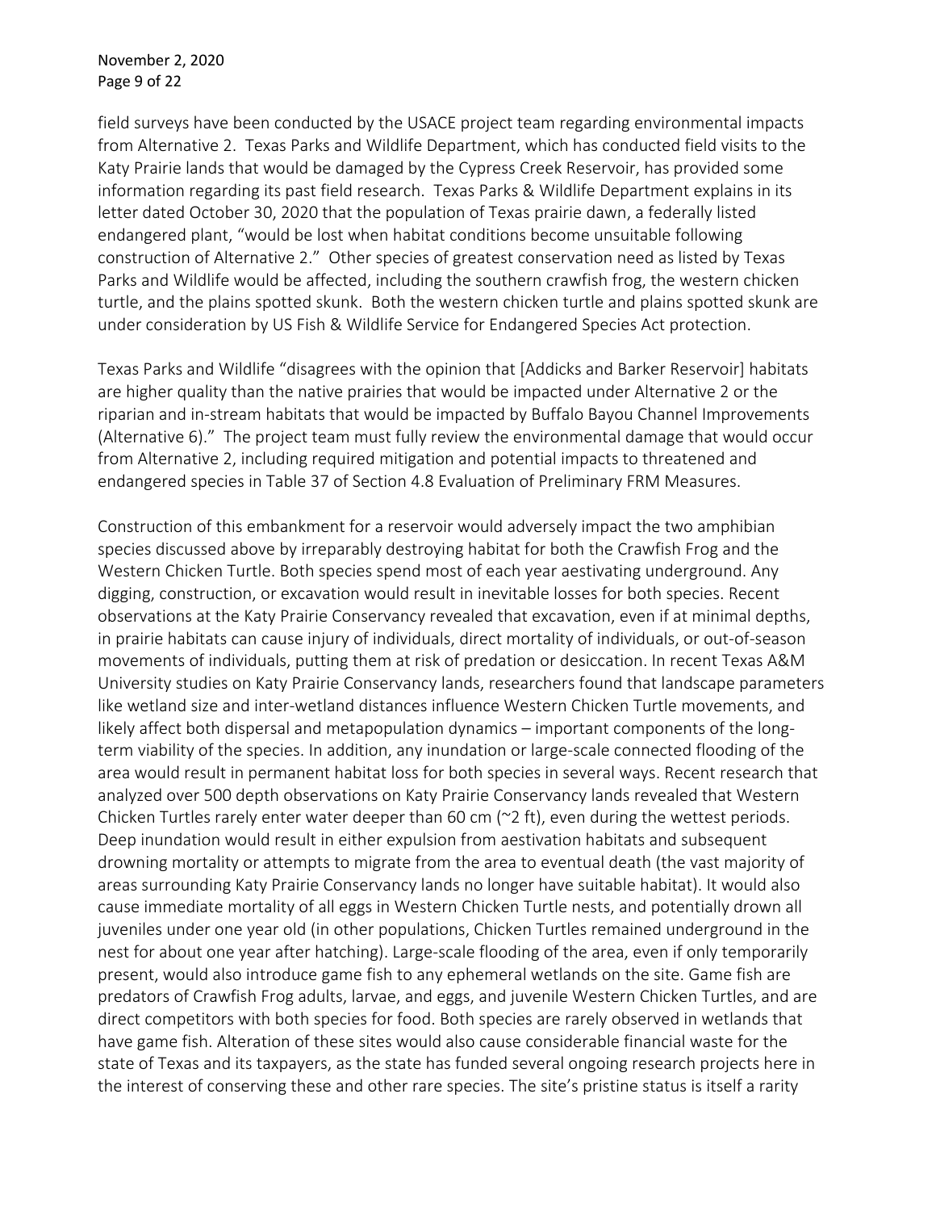field surveys have been conducted by the USACE project team regarding environmental impacts from Alternative 2. Texas Parks and Wildlife Department, which has conducted field visits to the Katy Prairie lands that would be damaged by the Cypress Creek Reservoir, has provided some information regarding its past field research. Texas Parks & Wildlife Department explains in its letter dated October 30, 2020 that the population of Texas prairie dawn, a federally listed endangered plant, "would be lost when habitat conditions become unsuitable following construction of Alternative 2." Other species of greatest conservation need as listed by Texas Parks and Wildlife would be affected, including the southern crawfish frog, the western chicken turtle, and the plains spotted skunk. Both the western chicken turtle and plains spotted skunk are under consideration by US Fish & Wildlife Service for Endangered Species Act protection.

Texas Parks and Wildlife "disagrees with the opinion that [Addicks and Barker Reservoir] habitats are higher quality than the native prairies that would be impacted under Alternative 2 or the riparian and in-stream habitats that would be impacted by Buffalo Bayou Channel Improvements (Alternative 6)." The project team must fully review the environmental damage that would occur from Alternative 2, including required mitigation and potential impacts to threatened and endangered species in Table 37 of Section 4.8 Evaluation of Preliminary FRM Measures.

Construction of this embankment for a reservoir would adversely impact the two amphibian species discussed above by irreparably destroying habitat for both the Crawfish Frog and the Western Chicken Turtle. Both species spend most of each year aestivating underground. Any digging, construction, or excavation would result in inevitable losses for both species. Recent observations at the Katy Prairie Conservancy revealed that excavation, even if at minimal depths, in prairie habitats can cause injury of individuals, direct mortality of individuals, or out-of-season movements of individuals, putting them at risk of predation or desiccation. In recent Texas A&M University studies on Katy Prairie Conservancy lands, researchers found that landscape parameters like wetland size and inter-wetland distances influence Western Chicken Turtle movements, and likely affect both dispersal and metapopulation dynamics – important components of the long-term viability of the species. In addition, any inundation or large-scale connected flooding of the area would result in permanent habitat loss for both species in several ways. Recent research that analyzed over 500 depth observations on Katy Prairie Conservancy lands revealed that Western Chicken Turtles rarely enter water deeper than 60 cm (~2 ft), even during the wettest periods. Deep inundation would result in either expulsion from aestivation habitats and subsequent drowning mortality or attempts to migrate from the area to eventual death (the vast majority of areas surrounding Katy Prairie Conservancy lands no longer have suitable habitat). It would also cause immediate mortality of all eggs in Western Chicken Turtle nests, and potentially drown all juveniles under one year old (in other populations, Chicken Turtles remained underground in the nest for about one year after hatching). Large-scale flooding of the area, even if only temporarily present, would also introduce game fish to any ephemeral wetlands on the site. Game fish are predators of Crawfish Frog adults, larvae, and eggs, and juvenile Western Chicken Turtles, and are direct competitors with both species for food. Both species are rarely observed in wetlands that have game fish. Alteration of these sites would also cause considerable financial waste for the state of Texas and its taxpayers, as the state has funded several ongoing research projects here in the interest of conserving these and other rare species. The site's pristine status is itself a rarity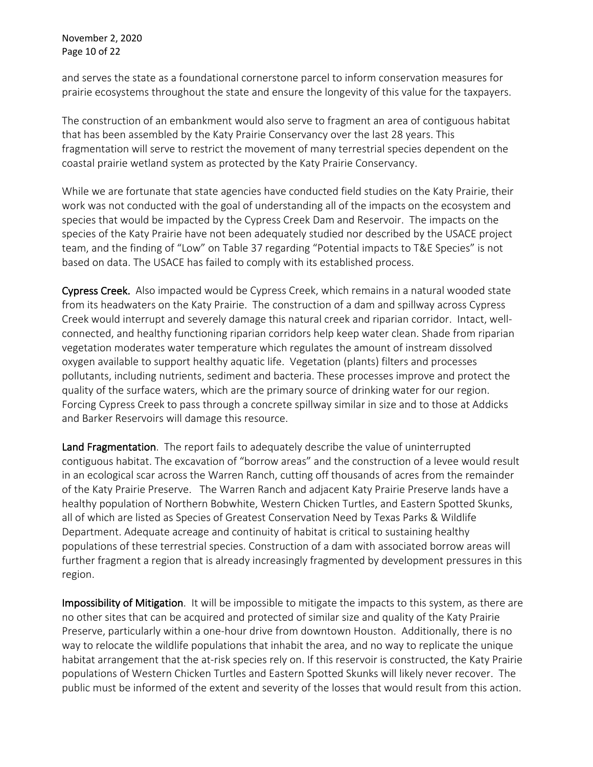and serves the state as a foundational cornerstone parcel to inform conservation measures for prairie ecosystems throughout the state and ensure the longevity of this value for the taxpayers.

The construction of an embankment would also serve to fragment an area of contiguous habitat that has been assembled by the Katy Prairie Conservancy over the last 28 years. This fragmentation will serve to restrict the movement of many terrestrial species dependent on the coastal prairie wetland system as protected by the Katy Prairie Conservancy.

While we are fortunate that state agencies have conducted field studies on the Katy Prairie, their work was not conducted with the goal of understanding all of the impacts on the ecosystem and species that would be impacted by the Cypress Creek Dam and Reservoir. The impacts on the species of the Katy Prairie have not been adequately studied nor described by the USACE project team, and the finding of "Low" on Table 37 regarding "Potential impacts to T&E Species" is not based on data. The USACE has failed to comply with its established process.

**Cypress Creek.** Also impacted would be Cypress Creek, which remains in a natural wooded state from its headwaters on the Katy Prairie. The construction of a dam and spillway across Cypress Creek would interrupt and severely damage this natural creek and riparian corridor. Intact, well-connected, and healthy functioning riparian corridors help keep water clean. Shade from riparian vegetation moderates water temperature which regulates the amount of instream dissolved oxygen available to support healthy aquatic life. Vegetation (plants) filters and processes pollutants, including nutrients, sediment and bacteria. These processes improve and protect the quality of the surface waters, which are the primary source of drinking water for our region. Forcing Cypress Creek to pass through a concrete spillway similar in size and to those at Addicks and Barker Reservoirs will damage this resource.

**Land Fragmentation**. The report fails to adequately describe the value of uninterrupted contiguous habitat. The excavation of "borrow areas" and the construction of a levee would result in an ecological scar across the Warren Ranch, cutting off thousands of acres from the remainder of the Katy Prairie Preserve. The Warren Ranch and adjacent Katy Prairie Preserve lands have a healthy population of Northern Bobwhite, Western Chicken Turtles, and Eastern Spotted Skunks, all of which are listed as Species of Greatest Conservation Need by Texas Parks & Wildlife Department. Adequate acreage and continuity of habitat is critical to sustaining healthy populations of these terrestrial species. Construction of a dam with associated borrow areas will further fragment a region that is already increasingly fragmented by development pressures in this region.

**Impossibility of Mitigation**. It will be impossible to mitigate the impacts to this system, as there are no other sites that can be acquired and protected of similar size and quality of the Katy Prairie Preserve, particularly within a one-hour drive from downtown Houston. Additionally, there is no way to relocate the wildlife populations that inhabit the area, and no way to replicate the unique habitat arrangement that the at-risk species rely on. If this reservoir is constructed, the Katy Prairie populations of Western Chicken Turtles and Eastern Spotted Skunks will likely never recover. The public must be informed of the extent and severity of the losses that would result from this action.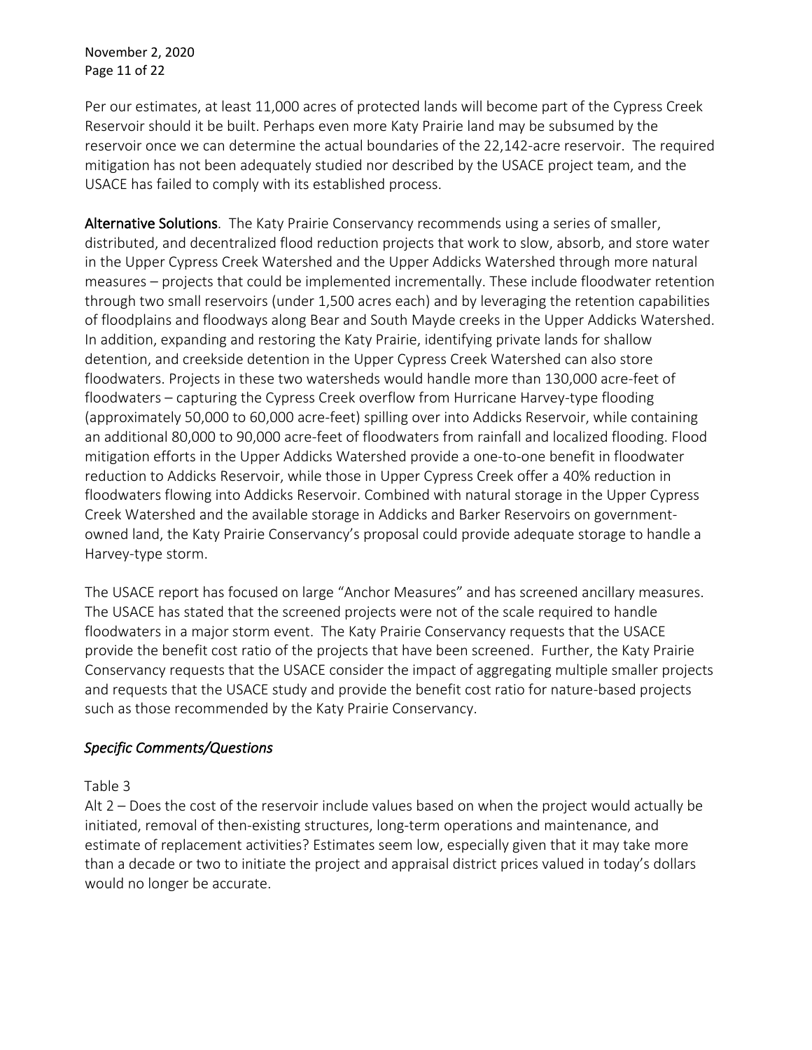Per our estimates, at least 11,000 acres of protected lands will become part of the Cypress Creek Reservoir should it be built. Perhaps even more Katy Prairie land may be subsumed by the reservoir once we can determine the actual boundaries of the 22,142-acre reservoir. The required mitigation has not been adequately studied nor described by the USACE project team, and the USACE has failed to comply with its established process.

**Alternative Solutions**. The Katy Prairie Conservancy recommends using a series of smaller, distributed, and decentralized flood reduction projects that work to slow, absorb, and store water in the Upper Cypress Creek Watershed and the Upper Addicks Watershed through more natural measures – projects that could be implemented incrementally. These include floodwater retention through two small reservoirs (under 1,500 acres each) and by leveraging the retention capabilities of floodplains and floodways along Bear and South Mayde creeks in the Upper Addicks Watershed. In addition, expanding and restoring the Katy Prairie, identifying private lands for shallow detention, and creekside detention in the Upper Cypress Creek Watershed can also store floodwaters. Projects in these two watersheds would handle more than 130,000 acre-feet of floodwaters – capturing the Cypress Creek overflow from Hurricane Harvey-type flooding (approximately 50,000 to 60,000 acre-feet) spilling over into Addicks Reservoir, while containing an additional 80,000 to 90,000 acre-feet of floodwaters from rainfall and localized flooding. Flood mitigation efforts in the Upper Addicks Watershed provide a one-to-one benefit in floodwater reduction to Addicks Reservoir, while those in Upper Cypress Creek offer a 40% reduction in floodwaters flowing into Addicks Reservoir. Combined with natural storage in the Upper Cypress Creek Watershed and the available storage in Addicks and Barker Reservoirs on government-owned land, the Katy Prairie Conservancy's proposal could provide adequate storage to handle a Harvey-type storm.

The USACE report has focused on large "Anchor Measures" and has screened ancillary measures. The USACE has stated that the screened projects were not of the scale required to handle floodwaters in a major storm event. The Katy Prairie Conservancy requests that the USACE provide the benefit cost ratio of the projects that have been screened. Further, the Katy Prairie Conservancy requests that the USACE consider the impact of aggregating multiple smaller projects and requests that the USACE study and provide the benefit cost ratio for nature-based projects such as those recommended by the Katy Prairie Conservancy.

## *Specific Comments/Questions*

Table 3

Alt 2 – Does the cost of the reservoir include values based on when the project would actually be initiated, removal of then-existing structures, long-term operations and maintenance, and estimate of replacement activities? Estimates seem low, especially given that it may take more than a decade or two to initiate the project and appraisal district prices valued in today's dollars would no longer be accurate.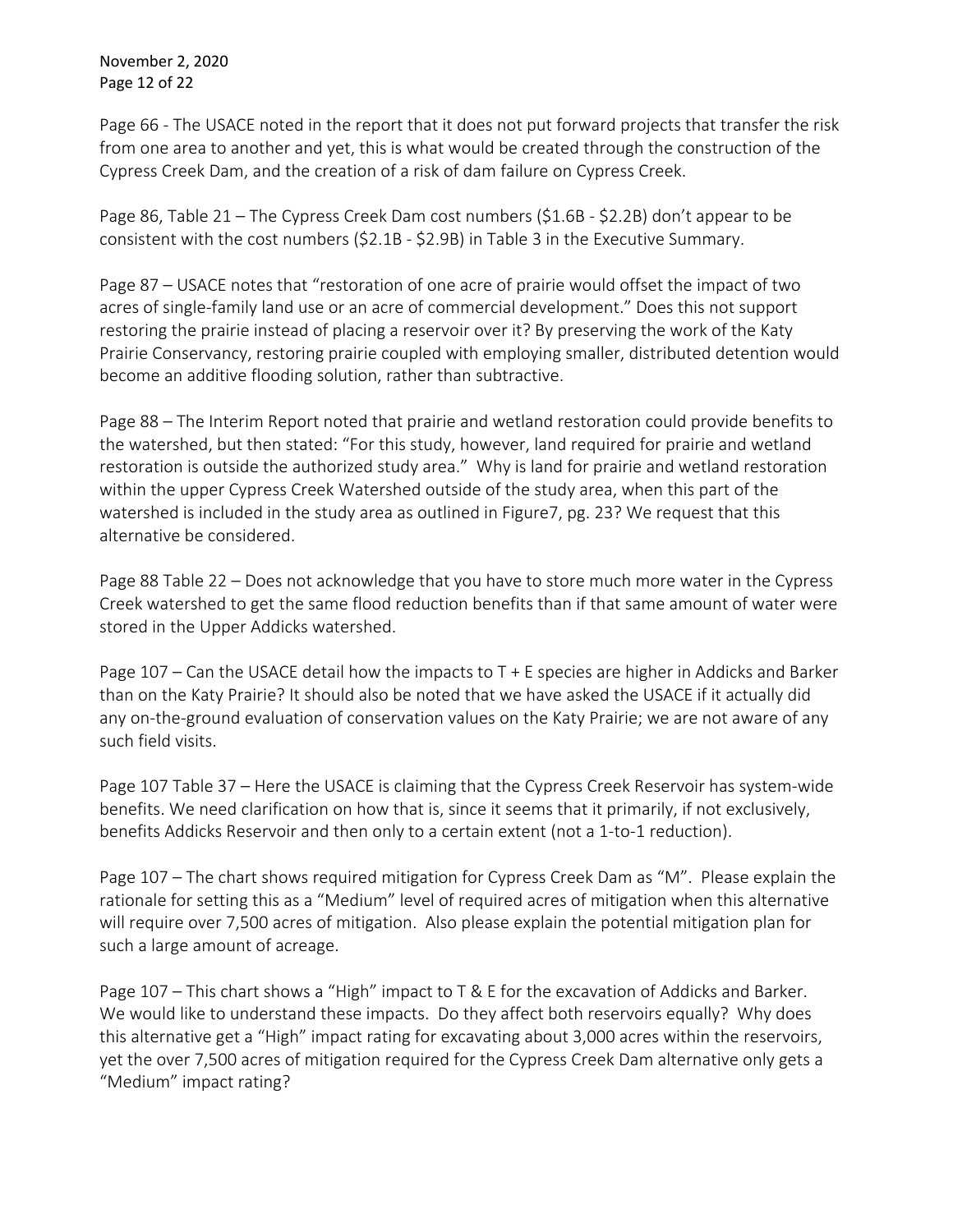Page 66 - The USACE noted in the report that it does not put forward projects that transfer the risk from one area to another and yet, this is what would be created through the construction of the Cypress Creek Dam, and the creation of a risk of dam failure on Cypress Creek.

Page 86, Table 21 – The Cypress Creek Dam cost numbers ($1.6B - $2.2B) don't appear to be consistent with the cost numbers ($2.1B - $2.9B) in Table 3 in the Executive Summary.

Page 87 – USACE notes that "restoration of one acre of prairie would offset the impact of two acres of single-family land use or an acre of commercial development." Does this not support restoring the prairie instead of placing a reservoir over it? By preserving the work of the Katy Prairie Conservancy, restoring prairie coupled with employing smaller, distributed detention would become an additive flooding solution, rather than subtractive.

Page 88 – The Interim Report noted that prairie and wetland restoration could provide benefits to the watershed, but then stated: "For this study, however, land required for prairie and wetland restoration is outside the authorized study area." Why is land for prairie and wetland restoration within the upper Cypress Creek Watershed outside of the study area, when this part of the watershed is included in the study area as outlined in Figure7, pg. 23? We request that this alternative be considered.

Page 88 Table 22 – Does not acknowledge that you have to store much more water in the Cypress Creek watershed to get the same flood reduction benefits than if that same amount of water were stored in the Upper Addicks watershed.

Page 107 – Can the USACE detail how the impacts to T + E species are higher in Addicks and Barker than on the Katy Prairie? It should also be noted that we have asked the USACE if it actually did any on-the-ground evaluation of conservation values on the Katy Prairie; we are not aware of any such field visits.

Page 107 Table 37 – Here the USACE is claiming that the Cypress Creek Reservoir has system-wide benefits. We need clarification on how that is, since it seems that it primarily, if not exclusively, benefits Addicks Reservoir and then only to a certain extent (not a 1-to-1 reduction).

Page 107 – The chart shows required mitigation for Cypress Creek Dam as "M". Please explain the rationale for setting this as a "Medium" level of required acres of mitigation when this alternative will require over 7,500 acres of mitigation. Also please explain the potential mitigation plan for such a large amount of acreage.

Page 107 – This chart shows a "High" impact to T & E for the excavation of Addicks and Barker. We would like to understand these impacts. Do they affect both reservoirs equally? Why does this alternative get a "High" impact rating for excavating about 3,000 acres within the reservoirs, yet the over 7,500 acres of mitigation required for the Cypress Creek Dam alternative only gets a "Medium" impact rating?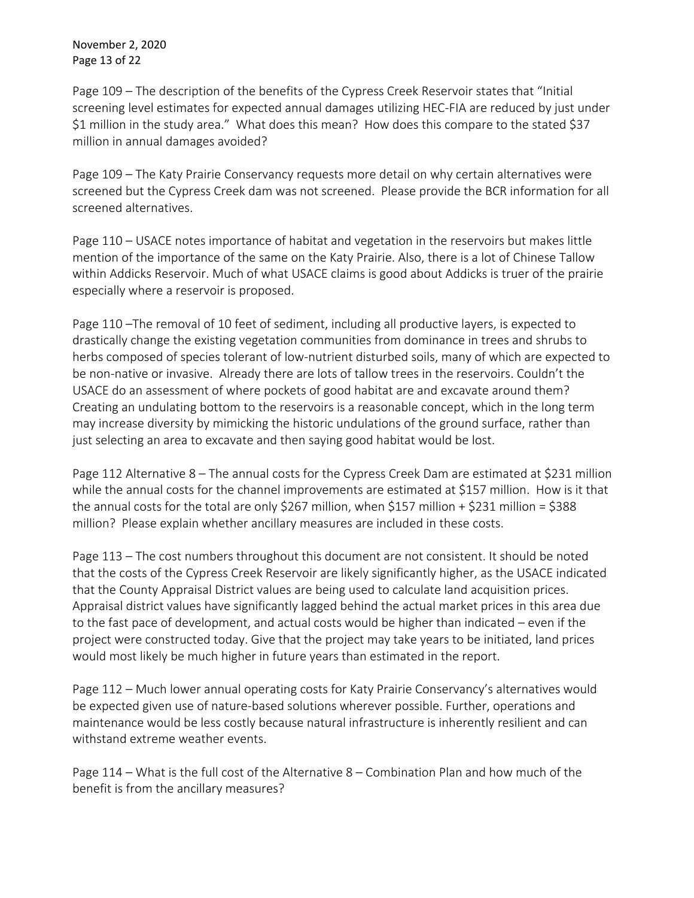Page 109 – The description of the benefits of the Cypress Creek Reservoir states that "Initial screening level estimates for expected annual damages utilizing HEC-FIA are reduced by just under $1 million in the study area." What does this mean? How does this compare to the stated $37 million in annual damages avoided?

Page 109 – The Katy Prairie Conservancy requests more detail on why certain alternatives were screened but the Cypress Creek dam was not screened. Please provide the BCR information for all screened alternatives.

Page 110 – USACE notes importance of habitat and vegetation in the reservoirs but makes little mention of the importance of the same on the Katy Prairie. Also, there is a lot of Chinese Tallow within Addicks Reservoir. Much of what USACE claims is good about Addicks is truer of the prairie especially where a reservoir is proposed.

Page 110 –The removal of 10 feet of sediment, including all productive layers, is expected to drastically change the existing vegetation communities from dominance in trees and shrubs to herbs composed of species tolerant of low-nutrient disturbed soils, many of which are expected to be non-native or invasive. Already there are lots of tallow trees in the reservoirs. Couldn't the USACE do an assessment of where pockets of good habitat are and excavate around them? Creating an undulating bottom to the reservoirs is a reasonable concept, which in the long term may increase diversity by mimicking the historic undulations of the ground surface, rather than just selecting an area to excavate and then saying good habitat would be lost.

Page 112 Alternative 8 – The annual costs for the Cypress Creek Dam are estimated at $231 million while the annual costs for the channel improvements are estimated at $157 million. How is it that the annual costs for the total are only $267 million, when $157 million + $231 million = $388 million? Please explain whether ancillary measures are included in these costs.

Page 113 – The cost numbers throughout this document are not consistent. It should be noted that the costs of the Cypress Creek Reservoir are likely significantly higher, as the USACE indicated that the County Appraisal District values are being used to calculate land acquisition prices. Appraisal district values have significantly lagged behind the actual market prices in this area due to the fast pace of development, and actual costs would be higher than indicated – even if the project were constructed today. Give that the project may take years to be initiated, land prices would most likely be much higher in future years than estimated in the report.

Page 112 – Much lower annual operating costs for Katy Prairie Conservancy's alternatives would be expected given use of nature-based solutions wherever possible. Further, operations and maintenance would be less costly because natural infrastructure is inherently resilient and can withstand extreme weather events.

Page 114 – What is the full cost of the Alternative 8 – Combination Plan and how much of the benefit is from the ancillary measures?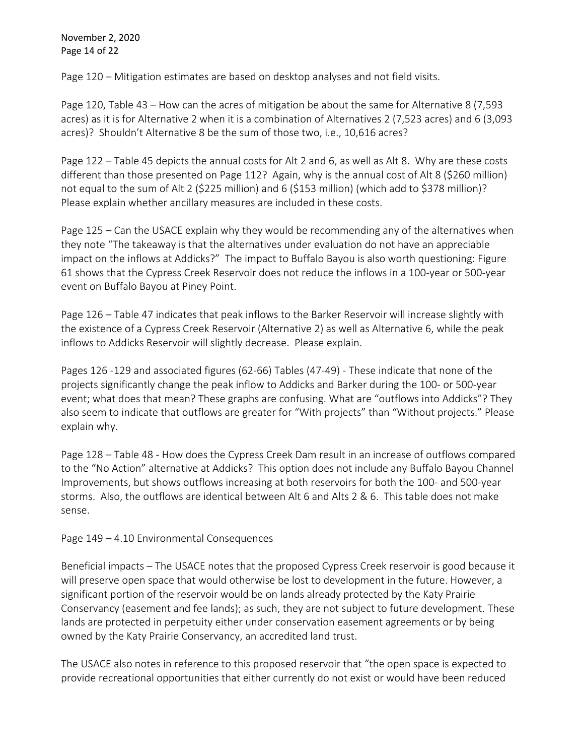Page 120 – Mitigation estimates are based on desktop analyses and not field visits.

Page 120, Table 43 – How can the acres of mitigation be about the same for Alternative 8 (7,593 acres) as it is for Alternative 2 when it is a combination of Alternatives 2 (7,523 acres) and 6 (3,093 acres)? Shouldn't Alternative 8 be the sum of those two, i.e., 10,616 acres?

Page 122 – Table 45 depicts the annual costs for Alt 2 and 6, as well as Alt 8. Why are these costs different than those presented on Page 112? Again, why is the annual cost of Alt 8 ($260 million) not equal to the sum of Alt 2 ($225 million) and 6 ($153 million) (which add to $378 million)? Please explain whether ancillary measures are included in these costs.

Page 125 – Can the USACE explain why they would be recommending any of the alternatives when they note "The takeaway is that the alternatives under evaluation do not have an appreciable impact on the inflows at Addicks?" The impact to Buffalo Bayou is also worth questioning: Figure 61 shows that the Cypress Creek Reservoir does not reduce the inflows in a 100-year or 500-year event on Buffalo Bayou at Piney Point.

Page 126 – Table 47 indicates that peak inflows to the Barker Reservoir will increase slightly with the existence of a Cypress Creek Reservoir (Alternative 2) as well as Alternative 6, while the peak inflows to Addicks Reservoir will slightly decrease. Please explain.

Pages 126 -129 and associated figures (62-66) Tables (47-49) - These indicate that none of the projects significantly change the peak inflow to Addicks and Barker during the 100- or 500-year event; what does that mean? These graphs are confusing. What are "outflows into Addicks"? They also seem to indicate that outflows are greater for "With projects" than "Without projects." Please explain why.

Page 128 – Table 48 - How does the Cypress Creek Dam result in an increase of outflows compared to the "No Action" alternative at Addicks? This option does not include any Buffalo Bayou Channel Improvements, but shows outflows increasing at both reservoirs for both the 100- and 500-year storms. Also, the outflows are identical between Alt 6 and Alts 2 & 6. This table does not make sense.

Page 149 – 4.10 Environmental Consequences

Beneficial impacts – The USACE notes that the proposed Cypress Creek reservoir is good because it will preserve open space that would otherwise be lost to development in the future. However, a significant portion of the reservoir would be on lands already protected by the Katy Prairie Conservancy (easement and fee lands); as such, they are not subject to future development. These lands are protected in perpetuity either under conservation easement agreements or by being owned by the Katy Prairie Conservancy, an accredited land trust.

The USACE also notes in reference to this proposed reservoir that "the open space is expected to provide recreational opportunities that either currently do not exist or would have been reduced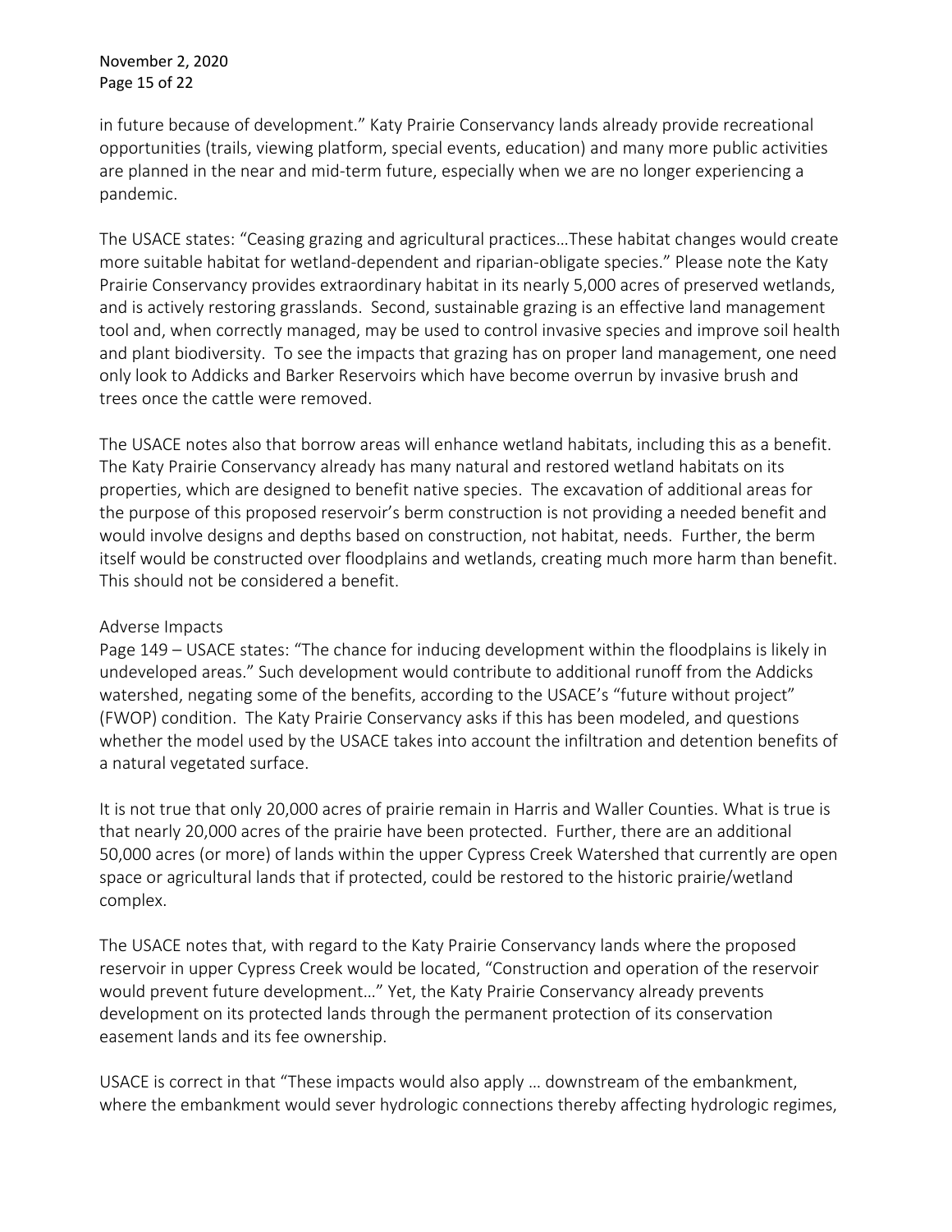in future because of development." Katy Prairie Conservancy lands already provide recreational opportunities (trails, viewing platform, special events, education) and many more public activities are planned in the near and mid-term future, especially when we are no longer experiencing a pandemic.

The USACE states: "Ceasing grazing and agricultural practices…These habitat changes would create more suitable habitat for wetland-dependent and riparian-obligate species." Please note the Katy Prairie Conservancy provides extraordinary habitat in its nearly 5,000 acres of preserved wetlands, and is actively restoring grasslands. Second, sustainable grazing is an effective land management tool and, when correctly managed, may be used to control invasive species and improve soil health and plant biodiversity. To see the impacts that grazing has on proper land management, one need only look to Addicks and Barker Reservoirs which have become overrun by invasive brush and trees once the cattle were removed.

The USACE notes also that borrow areas will enhance wetland habitats, including this as a benefit. The Katy Prairie Conservancy already has many natural and restored wetland habitats on its properties, which are designed to benefit native species. The excavation of additional areas for the purpose of this proposed reservoir's berm construction is not providing a needed benefit and would involve designs and depths based on construction, not habitat, needs. Further, the berm itself would be constructed over floodplains and wetlands, creating much more harm than benefit. This should not be considered a benefit.

## Adverse Impacts

Page 149 – USACE states: "The chance for inducing development within the floodplains is likely in undeveloped areas." Such development would contribute to additional runoff from the Addicks watershed, negating some of the benefits, according to the USACE's "future without project" (FWOP) condition. The Katy Prairie Conservancy asks if this has been modeled, and questions whether the model used by the USACE takes into account the infiltration and detention benefits of a natural vegetated surface.

It is not true that only 20,000 acres of prairie remain in Harris and Waller Counties. What is true is that nearly 20,000 acres of the prairie have been protected. Further, there are an additional 50,000 acres (or more) of lands within the upper Cypress Creek Watershed that currently are open space or agricultural lands that if protected, could be restored to the historic prairie/wetland complex.

The USACE notes that, with regard to the Katy Prairie Conservancy lands where the proposed reservoir in upper Cypress Creek would be located, "Construction and operation of the reservoir would prevent future development…" Yet, the Katy Prairie Conservancy already prevents development on its protected lands through the permanent protection of its conservation easement lands and its fee ownership.

USACE is correct in that "These impacts would also apply … downstream of the embankment, where the embankment would sever hydrologic connections thereby affecting hydrologic regimes,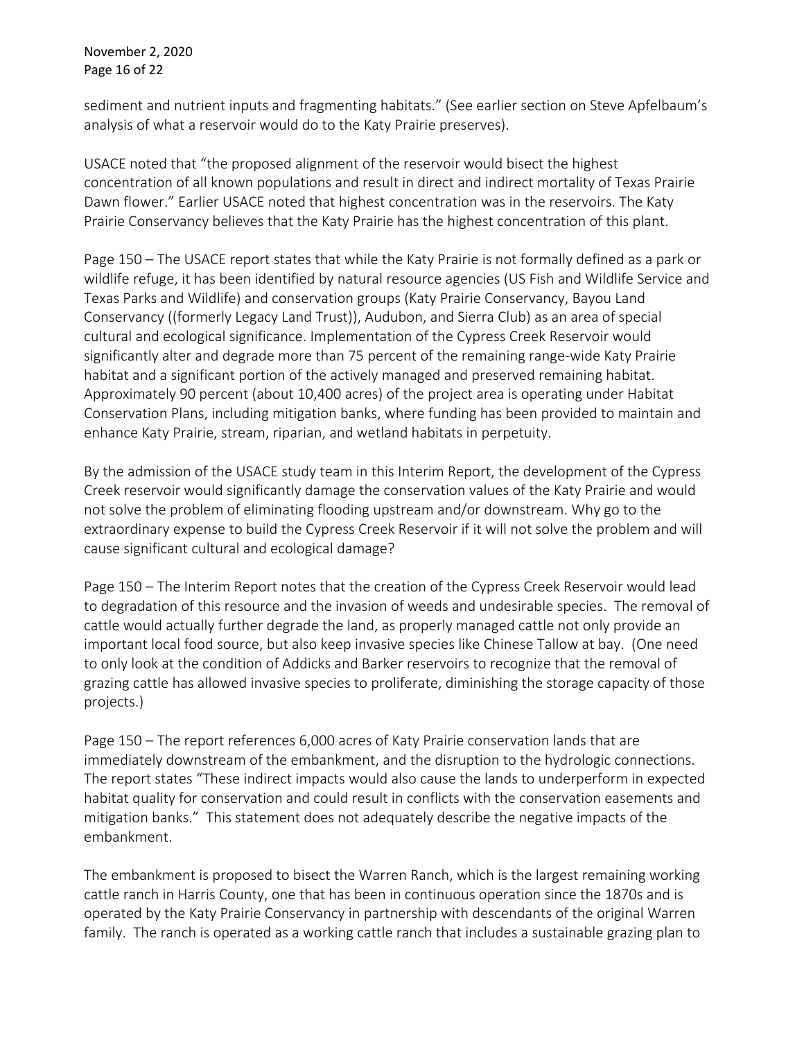sediment and nutrient inputs and fragmenting habitats." (See earlier section on Steve Apfelbaum's analysis of what a reservoir would do to the Katy Prairie preserves).

USACE noted that "the proposed alignment of the reservoir would bisect the highest concentration of all known populations and result in direct and indirect mortality of Texas Prairie Dawn flower." Earlier USACE noted that highest concentration was in the reservoirs. The Katy Prairie Conservancy believes that the Katy Prairie has the highest concentration of this plant.

Page 150 – The USACE report states that while the Katy Prairie is not formally defined as a park or wildlife refuge, it has been identified by natural resource agencies (US Fish and Wildlife Service and Texas Parks and Wildlife) and conservation groups (Katy Prairie Conservancy, Bayou Land Conservancy ((formerly Legacy Land Trust)), Audubon, and Sierra Club) as an area of special cultural and ecological significance. Implementation of the Cypress Creek Reservoir would significantly alter and degrade more than 75 percent of the remaining range-wide Katy Prairie habitat and a significant portion of the actively managed and preserved remaining habitat. Approximately 90 percent (about 10,400 acres) of the project area is operating under Habitat Conservation Plans, including mitigation banks, where funding has been provided to maintain and enhance Katy Prairie, stream, riparian, and wetland habitats in perpetuity.

By the admission of the USACE study team in this Interim Report, the development of the Cypress Creek reservoir would significantly damage the conservation values of the Katy Prairie and would not solve the problem of eliminating flooding upstream and/or downstream. Why go to the extraordinary expense to build the Cypress Creek Reservoir if it will not solve the problem and will cause significant cultural and ecological damage?

Page 150 – The Interim Report notes that the creation of the Cypress Creek Reservoir would lead to degradation of this resource and the invasion of weeds and undesirable species. The removal of cattle would actually further degrade the land, as properly managed cattle not only provide an important local food source, but also keep invasive species like Chinese Tallow at bay. (One need to only look at the condition of Addicks and Barker reservoirs to recognize that the removal of grazing cattle has allowed invasive species to proliferate, diminishing the storage capacity of those projects.)

Page 150 – The report references 6,000 acres of Katy Prairie conservation lands that are immediately downstream of the embankment, and the disruption to the hydrologic connections. The report states "These indirect impacts would also cause the lands to underperform in expected habitat quality for conservation and could result in conflicts with the conservation easements and mitigation banks." This statement does not adequately describe the negative impacts of the embankment.

The embankment is proposed to bisect the Warren Ranch, which is the largest remaining working cattle ranch in Harris County, one that has been in continuous operation since the 1870s and is operated by the Katy Prairie Conservancy in partnership with descendants of the original Warren family. The ranch is operated as a working cattle ranch that includes a sustainable grazing plan to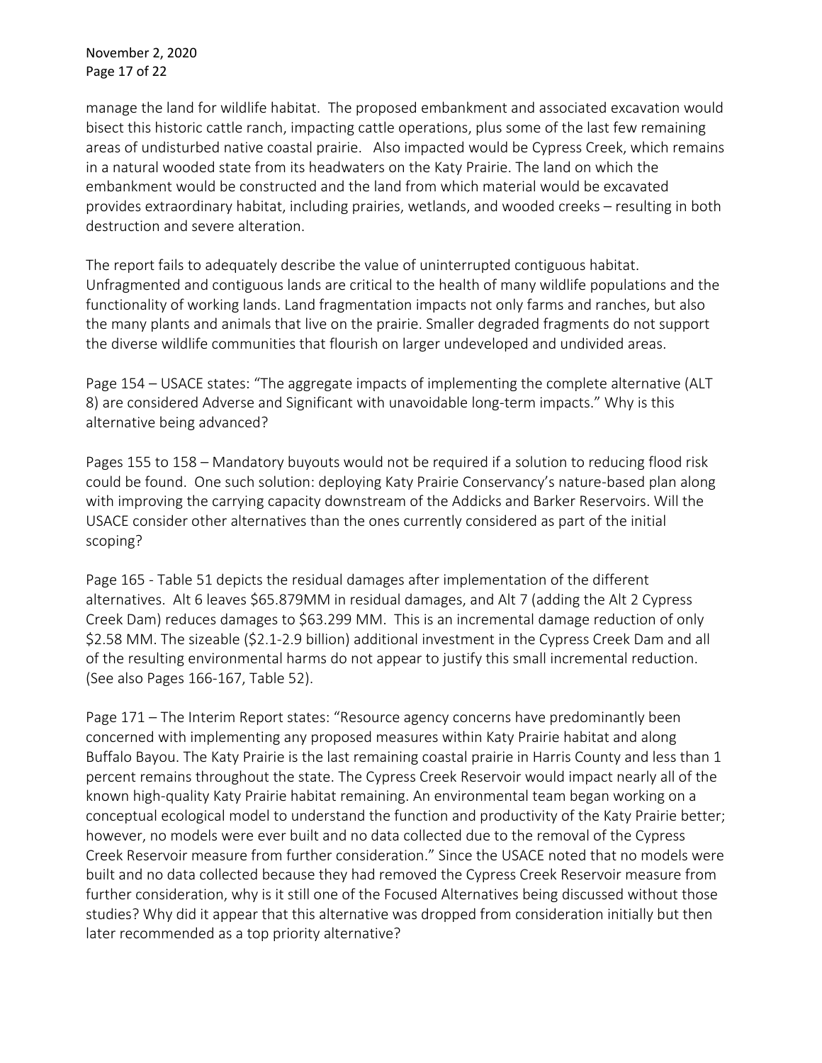manage the land for wildlife habitat. The proposed embankment and associated excavation would bisect this historic cattle ranch, impacting cattle operations, plus some of the last few remaining areas of undisturbed native coastal prairie. Also impacted would be Cypress Creek, which remains in a natural wooded state from its headwaters on the Katy Prairie. The land on which the embankment would be constructed and the land from which material would be excavated provides extraordinary habitat, including prairies, wetlands, and wooded creeks – resulting in both destruction and severe alteration.

The report fails to adequately describe the value of uninterrupted contiguous habitat. Unfragmented and contiguous lands are critical to the health of many wildlife populations and the functionality of working lands. Land fragmentation impacts not only farms and ranches, but also the many plants and animals that live on the prairie. Smaller degraded fragments do not support the diverse wildlife communities that flourish on larger undeveloped and undivided areas.

Page 154 – USACE states: "The aggregate impacts of implementing the complete alternative (ALT 8) are considered Adverse and Significant with unavoidable long-term impacts." Why is this alternative being advanced?

Pages 155 to 158 – Mandatory buyouts would not be required if a solution to reducing flood risk could be found. One such solution: deploying Katy Prairie Conservancy's nature-based plan along with improving the carrying capacity downstream of the Addicks and Barker Reservoirs. Will the USACE consider other alternatives than the ones currently considered as part of the initial scoping?

Page 165 - Table 51 depicts the residual damages after implementation of the different alternatives. Alt 6 leaves $65.879MM in residual damages, and Alt 7 (adding the Alt 2 Cypress Creek Dam) reduces damages to $63.299 MM. This is an incremental damage reduction of only $2.58 MM. The sizeable ($2.1-2.9 billion) additional investment in the Cypress Creek Dam and all of the resulting environmental harms do not appear to justify this small incremental reduction. (See also Pages 166-167, Table 52).

Page 171 – The Interim Report states: "Resource agency concerns have predominantly been concerned with implementing any proposed measures within Katy Prairie habitat and along Buffalo Bayou. The Katy Prairie is the last remaining coastal prairie in Harris County and less than 1 percent remains throughout the state. The Cypress Creek Reservoir would impact nearly all of the known high-quality Katy Prairie habitat remaining. An environmental team began working on a conceptual ecological model to understand the function and productivity of the Katy Prairie better; however, no models were ever built and no data collected due to the removal of the Cypress Creek Reservoir measure from further consideration." Since the USACE noted that no models were built and no data collected because they had removed the Cypress Creek Reservoir measure from further consideration, why is it still one of the Focused Alternatives being discussed without those studies? Why did it appear that this alternative was dropped from consideration initially but then later recommended as a top priority alternative?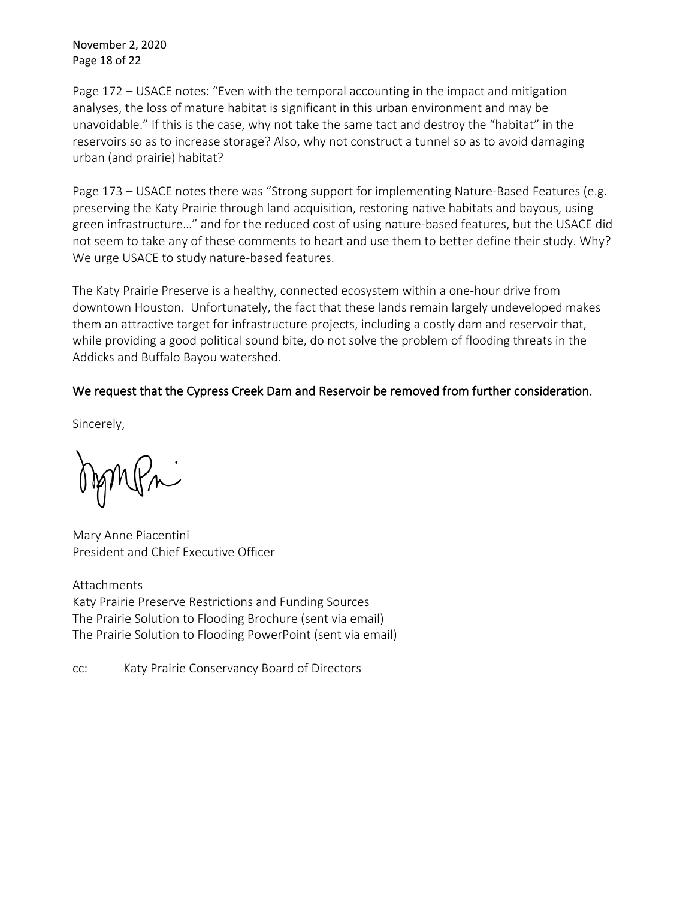Page 172 – USACE notes: "Even with the temporal accounting in the impact and mitigation analyses, the loss of mature habitat is significant in this urban environment and may be unavoidable." If this is the case, why not take the same tact and destroy the "habitat" in the reservoirs so as to increase storage? Also, why not construct a tunnel so as to avoid damaging urban (and prairie) habitat?

Page 173 – USACE notes there was "Strong support for implementing Nature-Based Features (e.g. preserving the Katy Prairie through land acquisition, restoring native habitats and bayous, using green infrastructure…" and for the reduced cost of using nature-based features, but the USACE did not seem to take any of these comments to heart and use them to better define their study. Why? We urge USACE to study nature-based features.

The Katy Prairie Preserve is a healthy, connected ecosystem within a one-hour drive from downtown Houston. Unfortunately, the fact that these lands remain largely undeveloped makes them an attractive target for infrastructure projects, including a costly dam and reservoir that, while providing a good political sound bite, do not solve the problem of flooding threats in the Addicks and Buffalo Bayou watershed.

We request that the Cypress Creek Dam and Reservoir be removed from further consideration.

Sincerely,

Mary Anne Piacentini
President and Chief Executive Officer

Attachments
Katy Prairie Preserve Restrictions and Funding Sources
The Prairie Solution to Flooding Brochure (sent via email)
The Prairie Solution to Flooding PowerPoint (sent via email)

cc: Katy Prairie Conservancy Board of Directors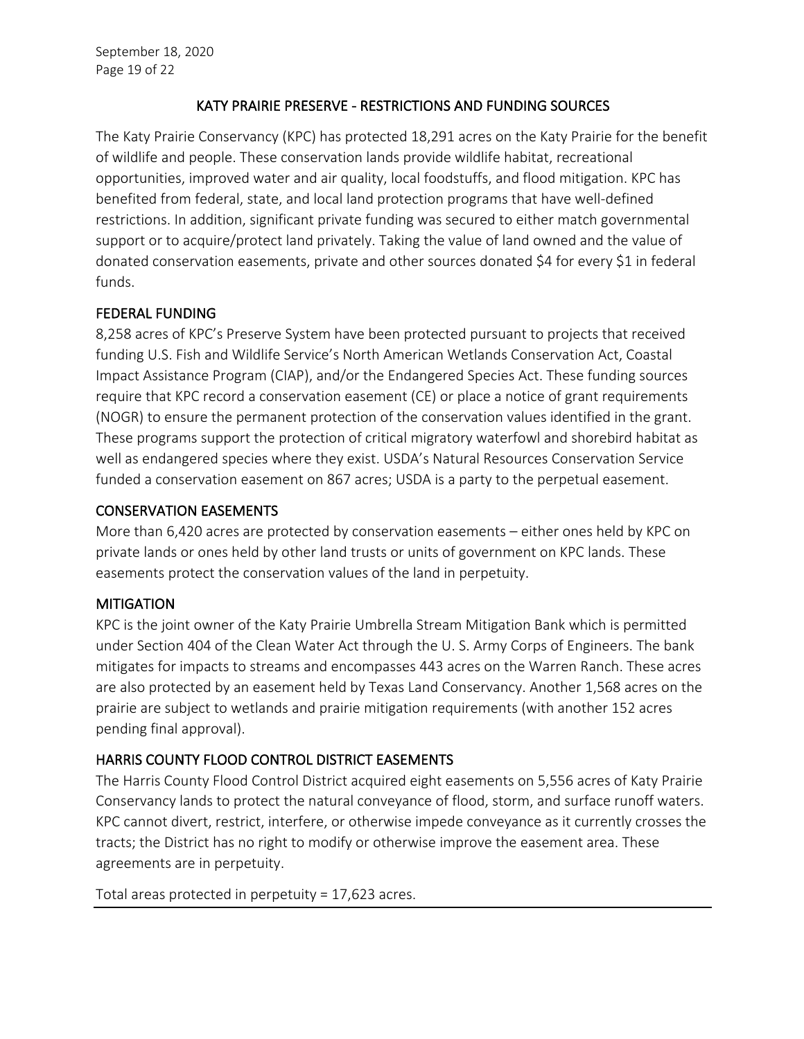# KATY PRAIRIE PRESERVE - RESTRICTIONS AND FUNDING SOURCES

The Katy Prairie Conservancy (KPC) has protected 18,291 acres on the Katy Prairie for the benefit of wildlife and people. These conservation lands provide wildlife habitat, recreational opportunities, improved water and air quality, local foodstuffs, and flood mitigation. KPC has benefited from federal, state, and local land protection programs that have well-defined restrictions. In addition, significant private funding was secured to either match governmental support or to acquire/protect land privately. Taking the value of land owned and the value of donated conservation easements, private and other sources donated $4 for every $1 in federal funds.

## FEDERAL FUNDING

8,258 acres of KPC's Preserve System have been protected pursuant to projects that received funding U.S. Fish and Wildlife Service's North American Wetlands Conservation Act, Coastal Impact Assistance Program (CIAP), and/or the Endangered Species Act. These funding sources require that KPC record a conservation easement (CE) or place a notice of grant requirements (NOGR) to ensure the permanent protection of the conservation values identified in the grant. These programs support the protection of critical migratory waterfowl and shorebird habitat as well as endangered species where they exist. USDA's Natural Resources Conservation Service funded a conservation easement on 867 acres; USDA is a party to the perpetual easement.

## CONSERVATION EASEMENTS

More than 6,420 acres are protected by conservation easements – either ones held by KPC on private lands or ones held by other land trusts or units of government on KPC lands. These easements protect the conservation values of the land in perpetuity.

## MITIGATION

KPC is the joint owner of the Katy Prairie Umbrella Stream Mitigation Bank which is permitted under Section 404 of the Clean Water Act through the U. S. Army Corps of Engineers. The bank mitigates for impacts to streams and encompasses 443 acres on the Warren Ranch. These acres are also protected by an easement held by Texas Land Conservancy. Another 1,568 acres on the prairie are subject to wetlands and prairie mitigation requirements (with another 152 acres pending final approval).

## HARRIS COUNTY FLOOD CONTROL DISTRICT EASEMENTS

The Harris County Flood Control District acquired eight easements on 5,556 acres of Katy Prairie Conservancy lands to protect the natural conveyance of flood, storm, and surface runoff waters. KPC cannot divert, restrict, interfere, or otherwise impede conveyance as it currently crosses the tracts; the District has no right to modify or otherwise improve the easement area. These agreements are in perpetuity.

Total areas protected in perpetuity = 17,623 acres.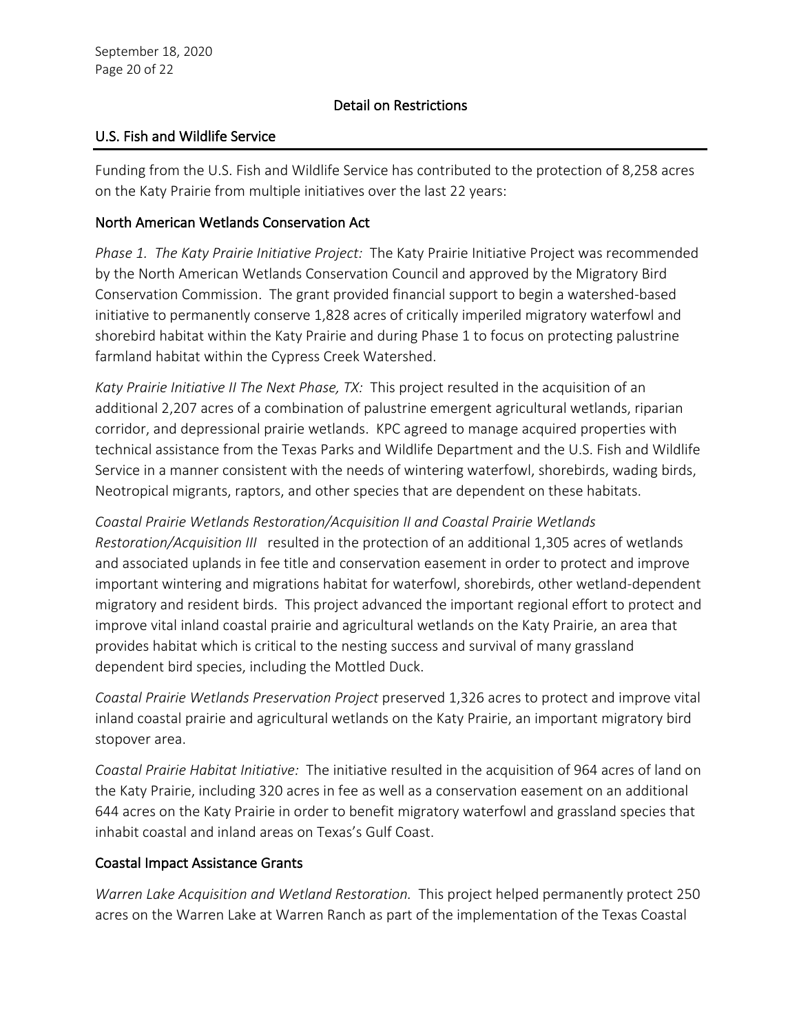## Detail on Restrictions

### U.S. Fish and Wildlife Service

Funding from the U.S. Fish and Wildlife Service has contributed to the protection of 8,258 acres on the Katy Prairie from multiple initiatives over the last 22 years:

### North American Wetlands Conservation Act

*Phase 1. The Katy Prairie Initiative Project:* The Katy Prairie Initiative Project was recommended by the North American Wetlands Conservation Council and approved by the Migratory Bird Conservation Commission. The grant provided financial support to begin a watershed-based initiative to permanently conserve 1,828 acres of critically imperiled migratory waterfowl and shorebird habitat within the Katy Prairie and during Phase 1 to focus on protecting palustrine farmland habitat within the Cypress Creek Watershed.

*Katy Prairie Initiative II The Next Phase, TX:* This project resulted in the acquisition of an additional 2,207 acres of a combination of palustrine emergent agricultural wetlands, riparian corridor, and depressional prairie wetlands. KPC agreed to manage acquired properties with technical assistance from the Texas Parks and Wildlife Department and the U.S. Fish and Wildlife Service in a manner consistent with the needs of wintering waterfowl, shorebirds, wading birds, Neotropical migrants, raptors, and other species that are dependent on these habitats.

*Coastal Prairie Wetlands Restoration/Acquisition II and Coastal Prairie Wetlands Restoration/Acquisition III* resulted in the protection of an additional 1,305 acres of wetlands and associated uplands in fee title and conservation easement in order to protect and improve important wintering and migrations habitat for waterfowl, shorebirds, other wetland-dependent migratory and resident birds. This project advanced the important regional effort to protect and improve vital inland coastal prairie and agricultural wetlands on the Katy Prairie, an area that provides habitat which is critical to the nesting success and survival of many grassland dependent bird species, including the Mottled Duck.

*Coastal Prairie Wetlands Preservation Project* preserved 1,326 acres to protect and improve vital inland coastal prairie and agricultural wetlands on the Katy Prairie, an important migratory bird stopover area.

*Coastal Prairie Habitat Initiative:* The initiative resulted in the acquisition of 964 acres of land on the Katy Prairie, including 320 acres in fee as well as a conservation easement on an additional 644 acres on the Katy Prairie in order to benefit migratory waterfowl and grassland species that inhabit coastal and inland areas on Texas's Gulf Coast.

### Coastal Impact Assistance Grants

*Warren Lake Acquisition and Wetland Restoration.* This project helped permanently protect 250 acres on the Warren Lake at Warren Ranch as part of the implementation of the Texas Coastal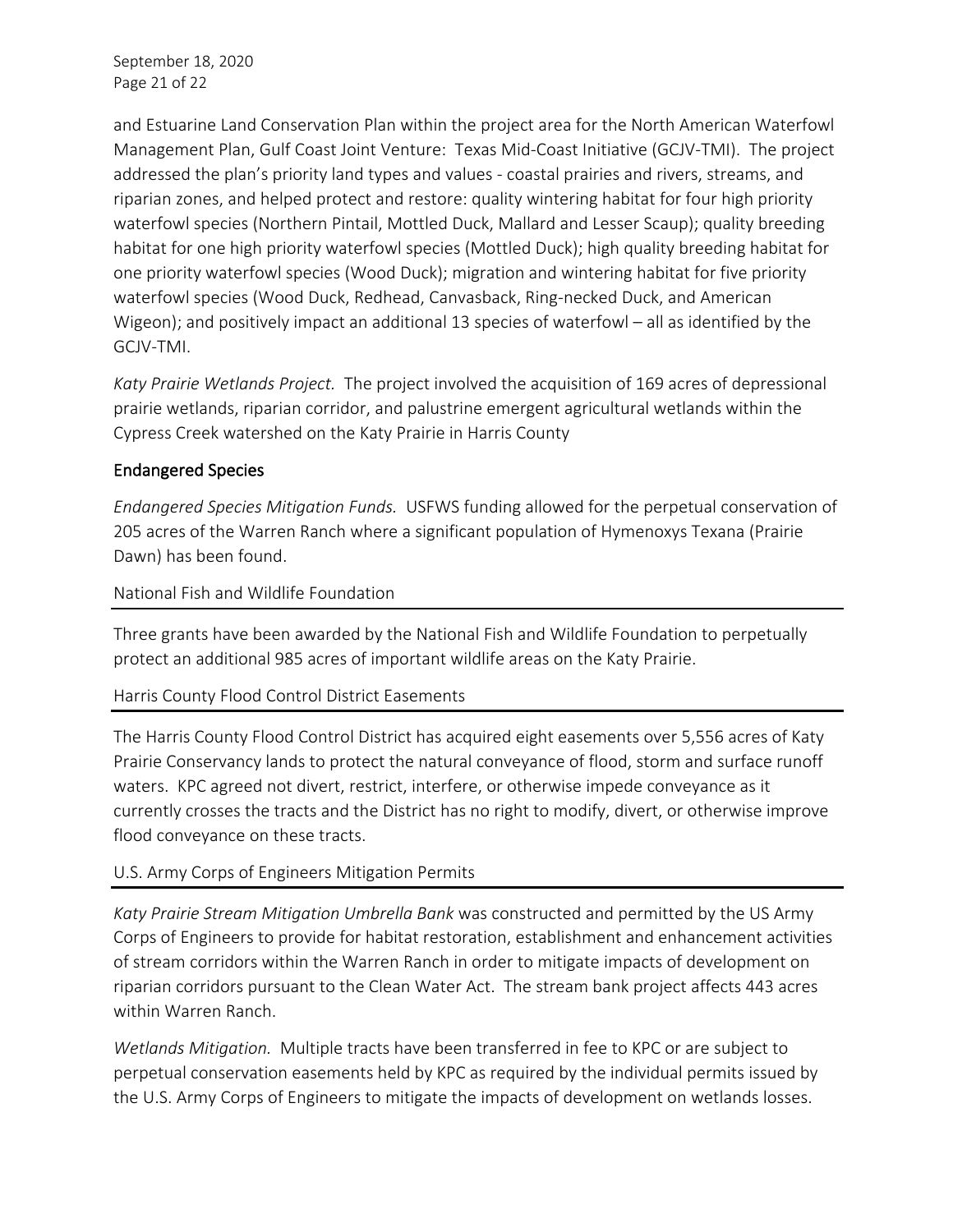and Estuarine Land Conservation Plan within the project area for the North American Waterfowl Management Plan, Gulf Coast Joint Venture: Texas Mid-Coast Initiative (GCJV-TMI). The project addressed the plan's priority land types and values - coastal prairies and rivers, streams, and riparian zones, and helped protect and restore: quality wintering habitat for four high priority waterfowl species (Northern Pintail, Mottled Duck, Mallard and Lesser Scaup); quality breeding habitat for one high priority waterfowl species (Mottled Duck); high quality breeding habitat for one priority waterfowl species (Wood Duck); migration and wintering habitat for five priority waterfowl species (Wood Duck, Redhead, Canvasback, Ring-necked Duck, and American Wigeon); and positively impact an additional 13 species of waterfowl – all as identified by the GCJV-TMI.

*Katy Prairie Wetlands Project.* The project involved the acquisition of 169 acres of depressional prairie wetlands, riparian corridor, and palustrine emergent agricultural wetlands within the Cypress Creek watershed on the Katy Prairie in Harris County

## Endangered Species

*Endangered Species Mitigation Funds.* USFWS funding allowed for the perpetual conservation of 205 acres of the Warren Ranch where a significant population of Hymenoxys Texana (Prairie Dawn) has been found.

### National Fish and Wildlife Foundation

Three grants have been awarded by the National Fish and Wildlife Foundation to perpetually protect an additional 985 acres of important wildlife areas on the Katy Prairie.

### Harris County Flood Control District Easements

The Harris County Flood Control District has acquired eight easements over 5,556 acres of Katy Prairie Conservancy lands to protect the natural conveyance of flood, storm and surface runoff waters. KPC agreed not divert, restrict, interfere, or otherwise impede conveyance as it currently crosses the tracts and the District has no right to modify, divert, or otherwise improve flood conveyance on these tracts.

### U.S. Army Corps of Engineers Mitigation Permits

*Katy Prairie Stream Mitigation Umbrella Bank* was constructed and permitted by the US Army Corps of Engineers to provide for habitat restoration, establishment and enhancement activities of stream corridors within the Warren Ranch in order to mitigate impacts of development on riparian corridors pursuant to the Clean Water Act. The stream bank project affects 443 acres within Warren Ranch.

*Wetlands Mitigation.* Multiple tracts have been transferred in fee to KPC or are subject to perpetual conservation easements held by KPC as required by the individual permits issued by the U.S. Army Corps of Engineers to mitigate the impacts of development on wetlands losses.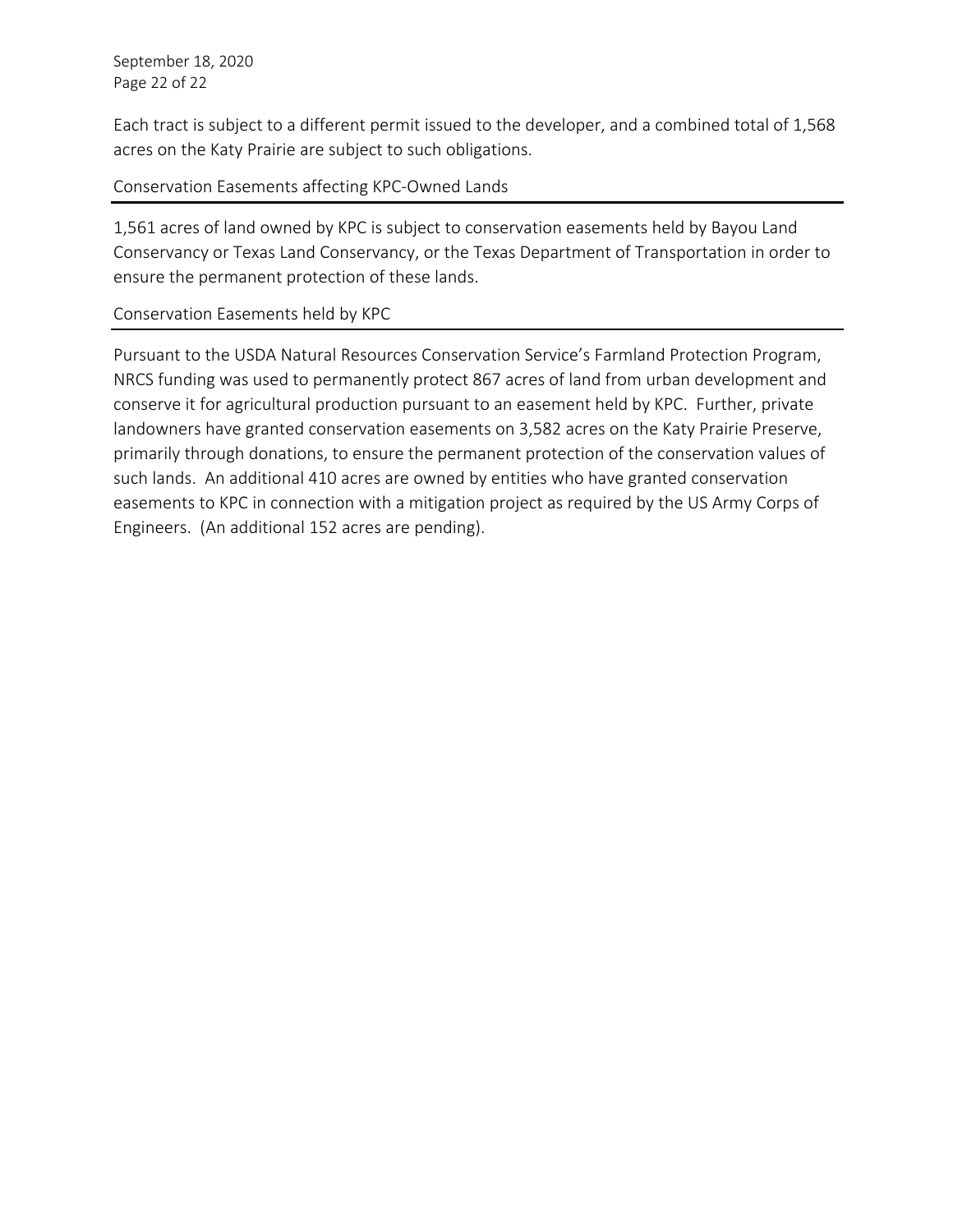Each tract is subject to a different permit issued to the developer, and a combined total of 1,568 acres on the Katy Prairie are subject to such obligations.

### Conservation Easements affecting KPC-Owned Lands

1,561 acres of land owned by KPC is subject to conservation easements held by Bayou Land Conservancy or Texas Land Conservancy, or the Texas Department of Transportation in order to ensure the permanent protection of these lands.

### Conservation Easements held by KPC

Pursuant to the USDA Natural Resources Conservation Service's Farmland Protection Program, NRCS funding was used to permanently protect 867 acres of land from urban development and conserve it for agricultural production pursuant to an easement held by KPC. Further, private landowners have granted conservation easements on 3,582 acres on the Katy Prairie Preserve, primarily through donations, to ensure the permanent protection of the conservation values of such lands. An additional 410 acres are owned by entities who have granted conservation easements to KPC in connection with a mitigation project as required by the US Army Corps of Engineers. (An additional 152 acres are pending).